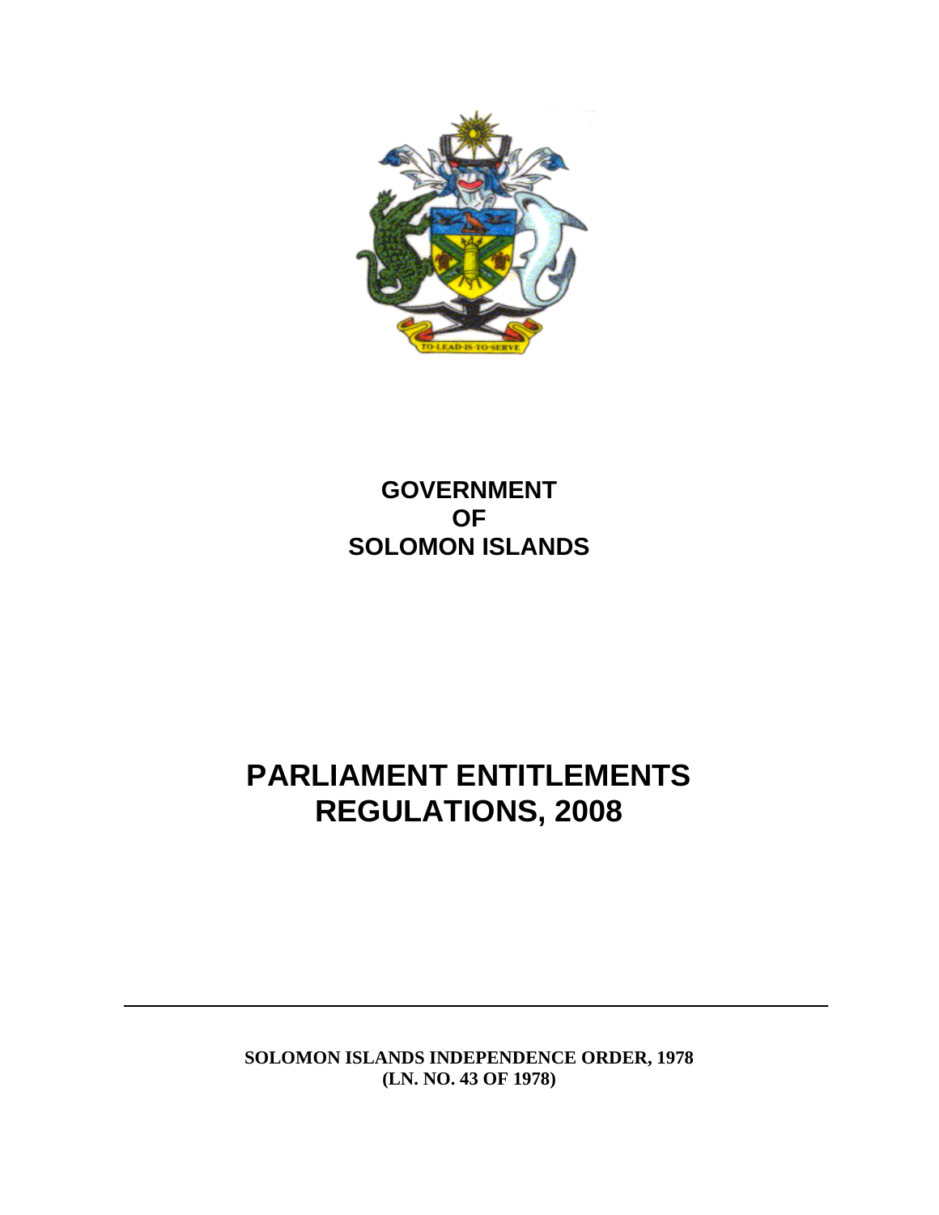**GOVERNMENT**
**OF**
**SOLOMON ISLANDS**

# PARLIAMENT ENTITLEMENTS REGULATIONS, 2008

---

**SOLOMON ISLANDS INDEPENDENCE ORDER, 1978**
**(LN. NO. 43 OF 1978)**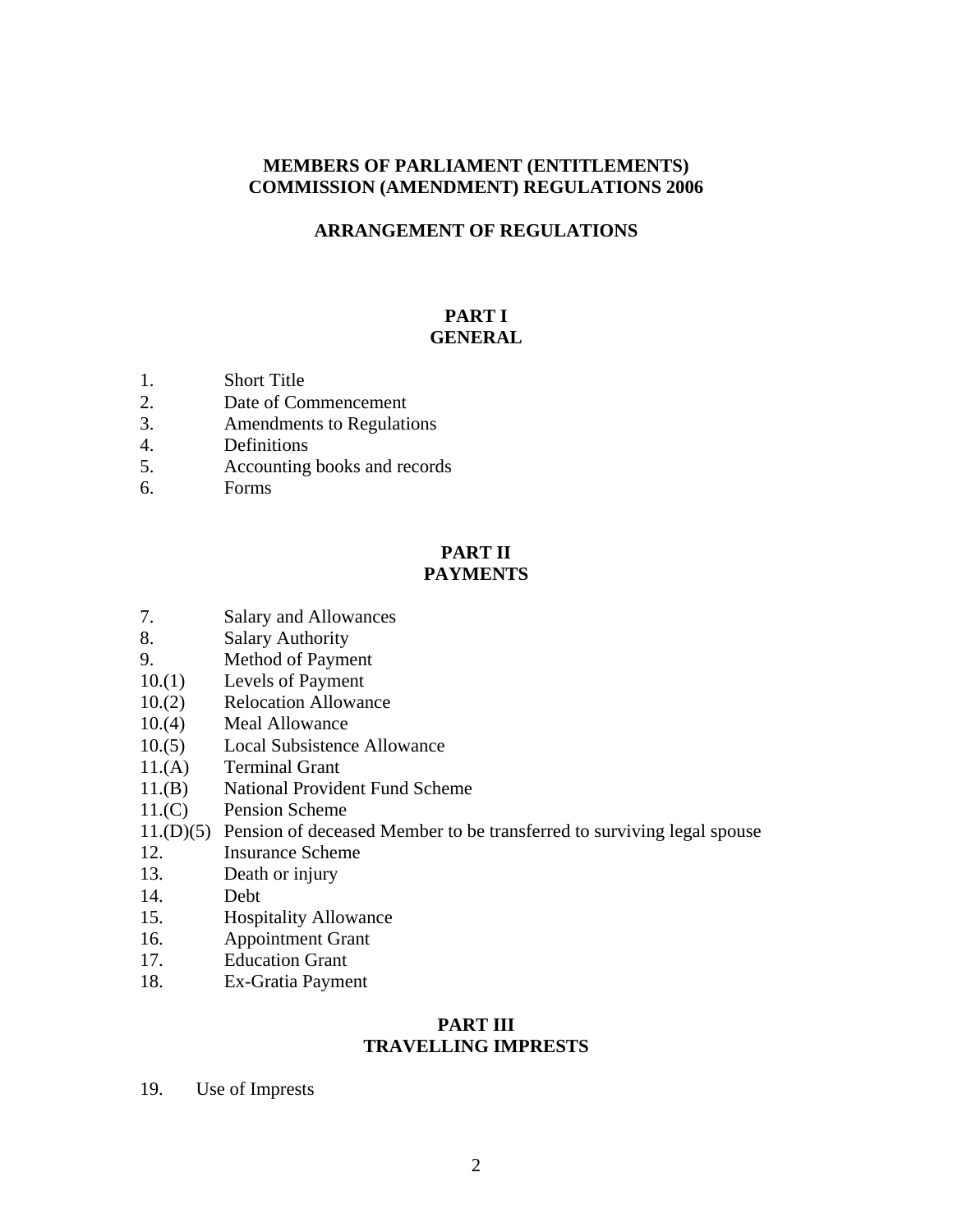# MEMBERS OF PARLIAMENT (ENTITLEMENTS) COMMISSION (AMENDMENT) REGULATIONS 2006

## ARRANGEMENT OF REGULATIONS

### PART I
### GENERAL

1. Short Title
2. Date of Commencement
3. Amendments to Regulations
4. Definitions
5. Accounting books and records
6. Forms

### PART II
### PAYMENTS

7. Salary and Allowances
8. Salary Authority
9. Method of Payment

10.(1) Levels of Payment
10.(2) Relocation Allowance
10.(4) Meal Allowance
10.(5) Local Subsistence Allowance
11.(A) Terminal Grant
11.(B) National Provident Fund Scheme
11.(C) Pension Scheme
11.(D)(5) Pension of deceased Member to be transferred to surviving legal spouse

12. Insurance Scheme
13. Death or injury
14. Debt
15. Hospitality Allowance
16. Appointment Grant
17. Education Grant
18. Ex-Gratia Payment

### PART III
### TRAVELLING IMPRESTS

19. Use of Imprests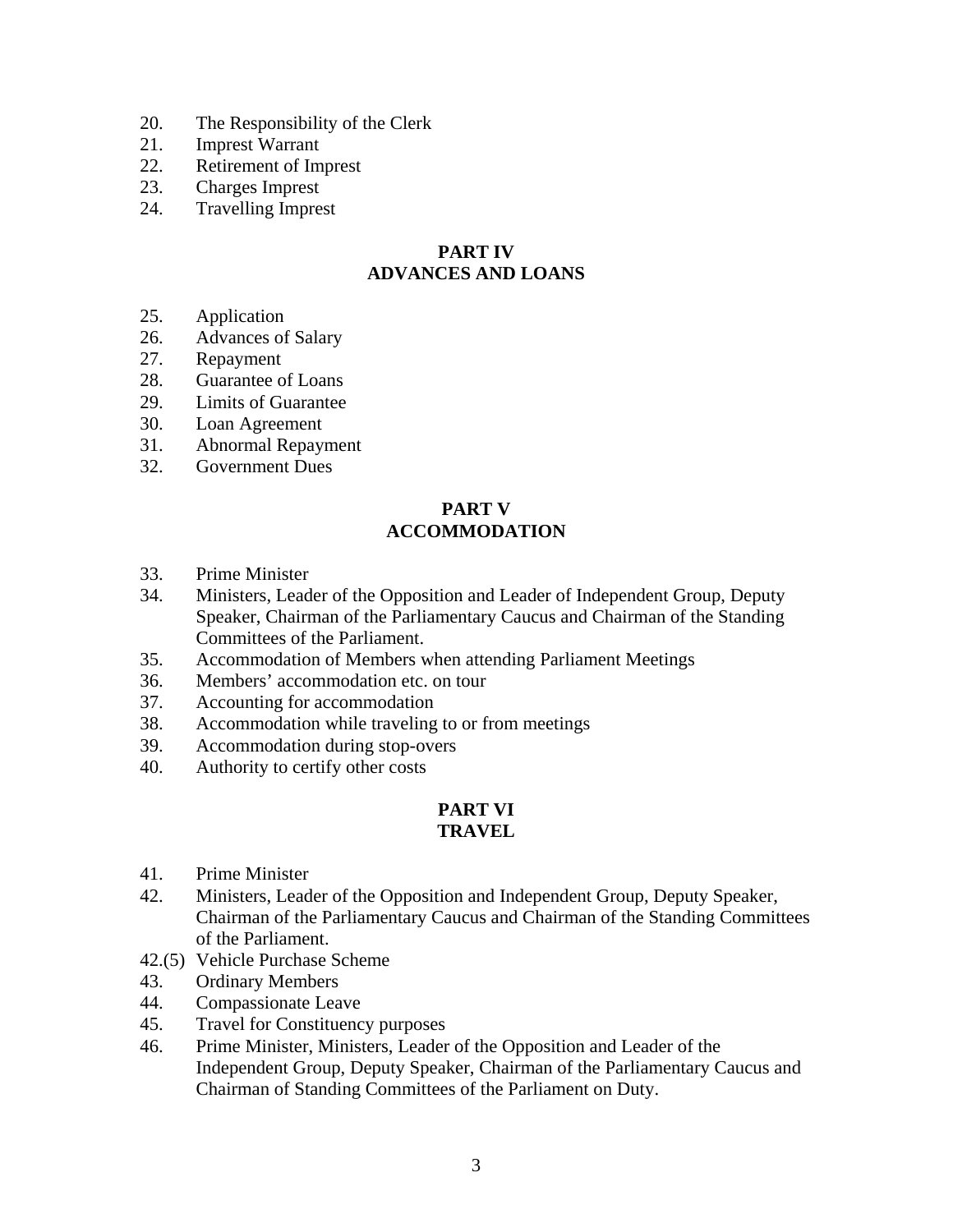20. The Responsibility of the Clerk
21. Imprest Warrant
22. Retirement of Imprest
23. Charges Imprest
24. Travelling Imprest

## PART IV
## ADVANCES AND LOANS

25. Application
26. Advances of Salary
27. Repayment
28. Guarantee of Loans
29. Limits of Guarantee
30. Loan Agreement
31. Abnormal Repayment
32. Government Dues

## PART V
## ACCOMMODATION

33. Prime Minister
34. Ministers, Leader of the Opposition and Leader of Independent Group, Deputy Speaker, Chairman of the Parliamentary Caucus and Chairman of the Standing Committees of the Parliament.
35. Accommodation of Members when attending Parliament Meetings
36. Members' accommodation etc. on tour
37. Accounting for accommodation
38. Accommodation while traveling to or from meetings
39. Accommodation during stop-overs
40. Authority to certify other costs

## PART VI
## TRAVEL

41. Prime Minister
42. Ministers, Leader of the Opposition and Independent Group, Deputy Speaker, Chairman of the Parliamentary Caucus and Chairman of the Standing Committees of the Parliament.

42.(5) Vehicle Purchase Scheme

43. Ordinary Members
44. Compassionate Leave
45. Travel for Constituency purposes
46. Prime Minister, Ministers, Leader of the Opposition and Leader of the Independent Group, Deputy Speaker, Chairman of the Parliamentary Caucus and Chairman of Standing Committees of the Parliament on Duty.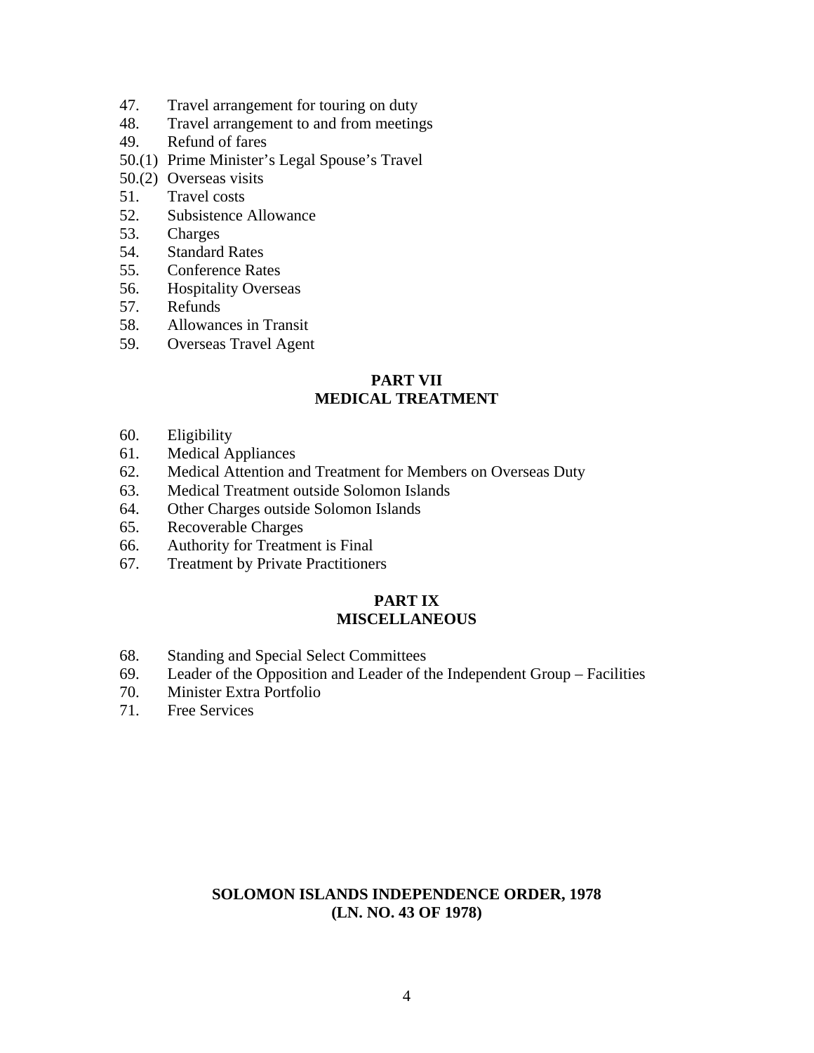47. Travel arrangement for touring on duty
48. Travel arrangement to and from meetings
49. Refund of fares
50.(1) Prime Minister's Legal Spouse's Travel
50.(2) Overseas visits
51. Travel costs
52. Subsistence Allowance
53. Charges
54. Standard Rates
55. Conference Rates
56. Hospitality Overseas
57. Refunds
58. Allowances in Transit
59. Overseas Travel Agent

**PART VII**
**MEDICAL TREATMENT**

60. Eligibility
61. Medical Appliances
62. Medical Attention and Treatment for Members on Overseas Duty
63. Medical Treatment outside Solomon Islands
64. Other Charges outside Solomon Islands
65. Recoverable Charges
66. Authority for Treatment is Final
67. Treatment by Private Practitioners

**PART IX**
**MISCELLANEOUS**

68. Standing and Special Select Committees
69. Leader of the Opposition and Leader of the Independent Group – Facilities
70. Minister Extra Portfolio
71. Free Services

**SOLOMON ISLANDS INDEPENDENCE ORDER, 1978**
**(LN. NO. 43 OF 1978)**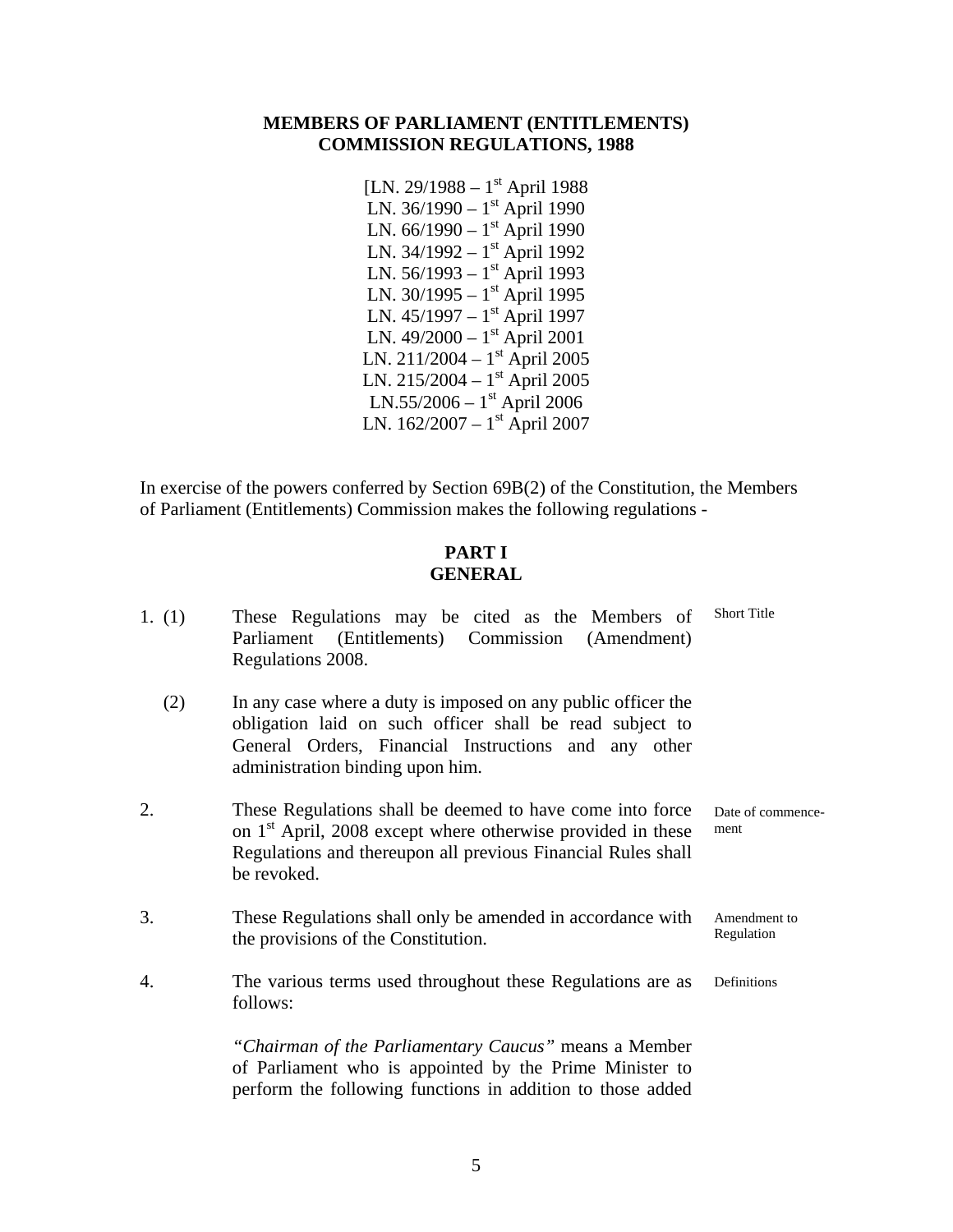## MEMBERS OF PARLIAMENT (ENTITLEMENTS) COMMISSION REGULATIONS, 1988

[LN. 29/1988 – 1st April 1988
LN. 36/1990 – 1st April 1990
LN. 66/1990 – 1st April 1990
LN. 34/1992 – 1st April 1992
LN. 56/1993 – 1st April 1993
LN. 30/1995 – 1st April 1995
LN. 45/1997 – 1st April 1997
LN. 49/2000 – 1st April 2001
LN. 211/2004 – 1st April 2005
LN. 215/2004 – 1st April 2005
LN.55/2006 – 1st April 2006
LN. 162/2007 – 1st April 2007

In exercise of the powers conferred by Section 69B(2) of the Constitution, the Members of Parliament (Entitlements) Commission makes the following regulations -

### PART I
### GENERAL

1. (1) These Regulations may be cited as the Members of Parliament (Entitlements) Commission (Amendment) Regulations 2008. *Short Title*

   (2) In any case where a duty is imposed on any public officer the obligation laid on such officer shall be read subject to General Orders, Financial Instructions and any other administration binding upon him.

2. These Regulations shall be deemed to have come into force on 1st April, 2008 except where otherwise provided in these Regulations and thereupon all previous Financial Rules shall be revoked. *Date of commencement*

3. These Regulations shall only be amended in accordance with the provisions of the Constitution. *Amendment to Regulation*

4. The various terms used throughout these Regulations are as follows: *Definitions*

   *"Chairman of the Parliamentary Caucus"* means a Member of Parliament who is appointed by the Prime Minister to perform the following functions in addition to those added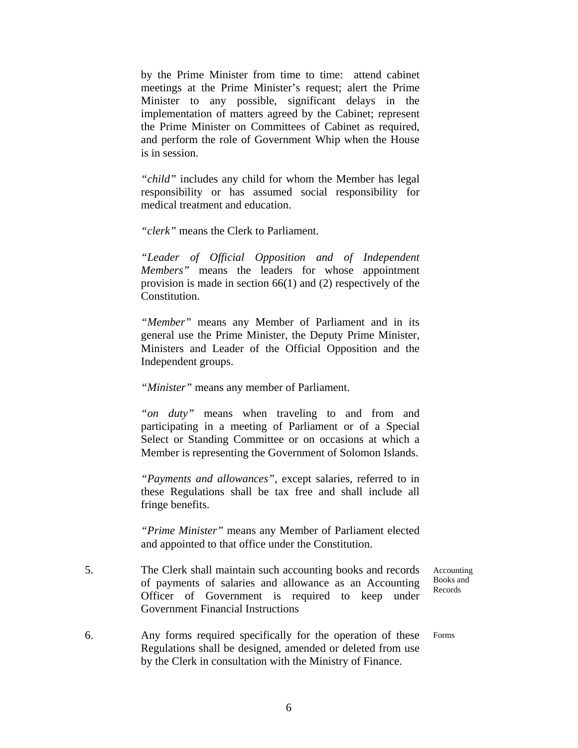by the Prime Minister from time to time: attend cabinet meetings at the Prime Minister's request; alert the Prime Minister to any possible, significant delays in the implementation of matters agreed by the Cabinet; represent the Prime Minister on Committees of Cabinet as required, and perform the role of Government Whip when the House is in session.

*"child"* includes any child for whom the Member has legal responsibility or has assumed social responsibility for medical treatment and education.

*"clerk"* means the Clerk to Parliament.

*"Leader of Official Opposition and of Independent Members"* means the leaders for whose appointment provision is made in section 66(1) and (2) respectively of the Constitution.

*"Member"* means any Member of Parliament and in its general use the Prime Minister, the Deputy Prime Minister, Ministers and Leader of the Official Opposition and the Independent groups.

*"Minister"* means any member of Parliament.

*"on duty"* means when traveling to and from and participating in a meeting of Parliament or of a Special Select or Standing Committee or on occasions at which a Member is representing the Government of Solomon Islands.

*"Payments and allowances"*, except salaries, referred to in these Regulations shall be tax free and shall include all fringe benefits.

*"Prime Minister"* means any Member of Parliament elected and appointed to that office under the Constitution.

5. The Clerk shall maintain such accounting books and records of payments of salaries and allowance as an Accounting Officer of Government is required to keep under Government Financial Instructions — *Accounting Books and Records*

6. Any forms required specifically for the operation of these Regulations shall be designed, amended or deleted from use by the Clerk in consultation with the Ministry of Finance. — *Forms*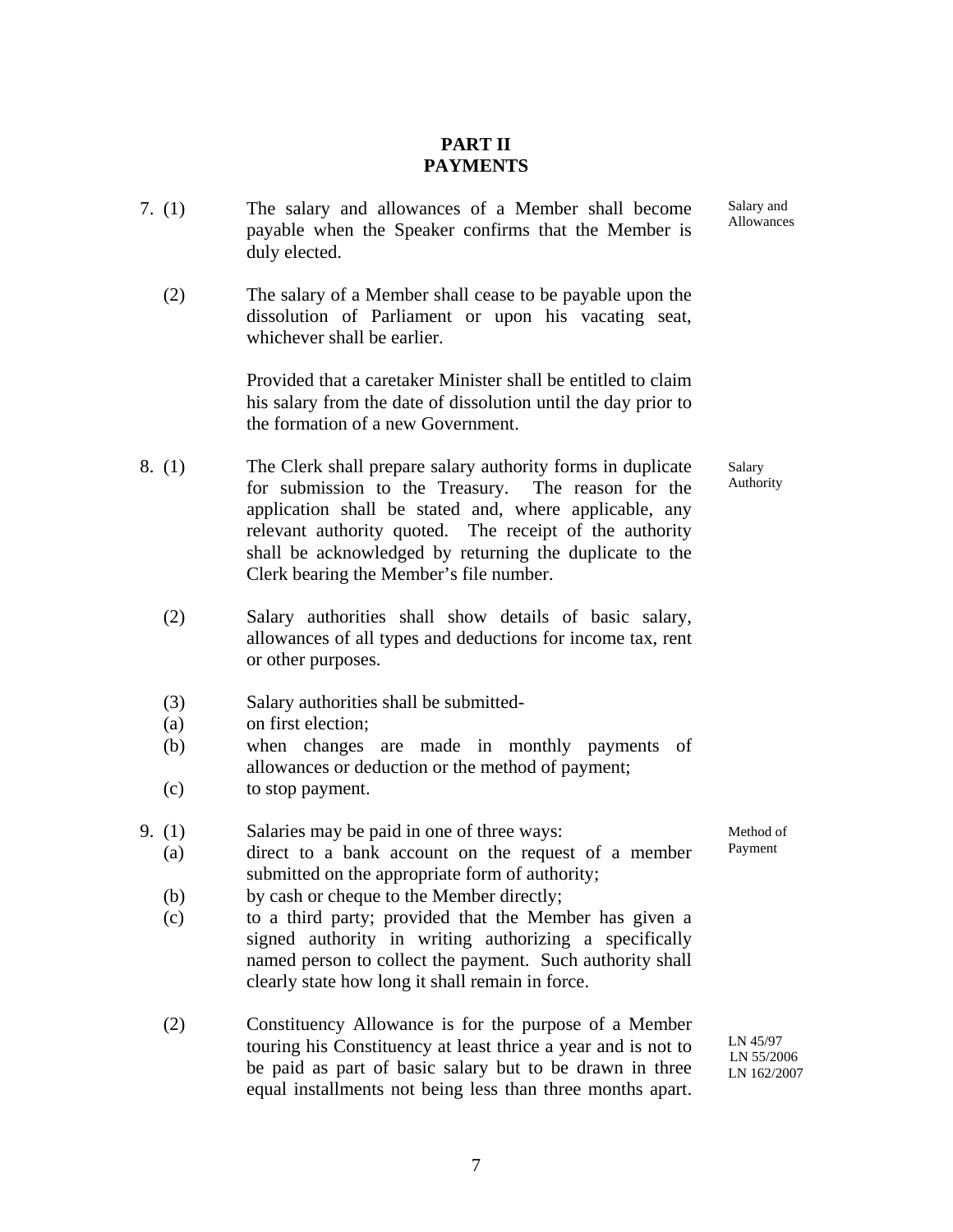## PART II
## PAYMENTS

**Salary and Allowances**

7. (1) The salary and allowances of a Member shall become payable when the Speaker confirms that the Member is duly elected.

(2) The salary of a Member shall cease to be payable upon the dissolution of Parliament or upon his vacating seat, whichever shall be earlier.

Provided that a caretaker Minister shall be entitled to claim his salary from the date of dissolution until the day prior to the formation of a new Government.

**Salary Authority**

8. (1) The Clerk shall prepare salary authority forms in duplicate for submission to the Treasury. The reason for the application shall be stated and, where applicable, any relevant authority quoted. The receipt of the authority shall be acknowledged by returning the duplicate to the Clerk bearing the Member's file number.

(2) Salary authorities shall show details of basic salary, allowances of all types and deductions for income tax, rent or other purposes.

(3) Salary authorities shall be submitted-

(a) on first election;

(b) when changes are made in monthly payments of allowances or deduction or the method of payment;

(c) to stop payment.

**Method of Payment**

9. (1) Salaries may be paid in one of three ways:

(a) direct to a bank account on the request of a member submitted on the appropriate form of authority;

(b) by cash or cheque to the Member directly;

(c) to a third party; provided that the Member has given a signed authority in writing authorizing a specifically named person to collect the payment. Such authority shall clearly state how long it shall remain in force.

(2) Constituency Allowance is for the purpose of a Member touring his Constituency at least thrice a year and is not to be paid as part of basic salary but to be drawn in three equal installments not being less than three months apart.

LN 45/97
LN 55/2006
LN 162/2007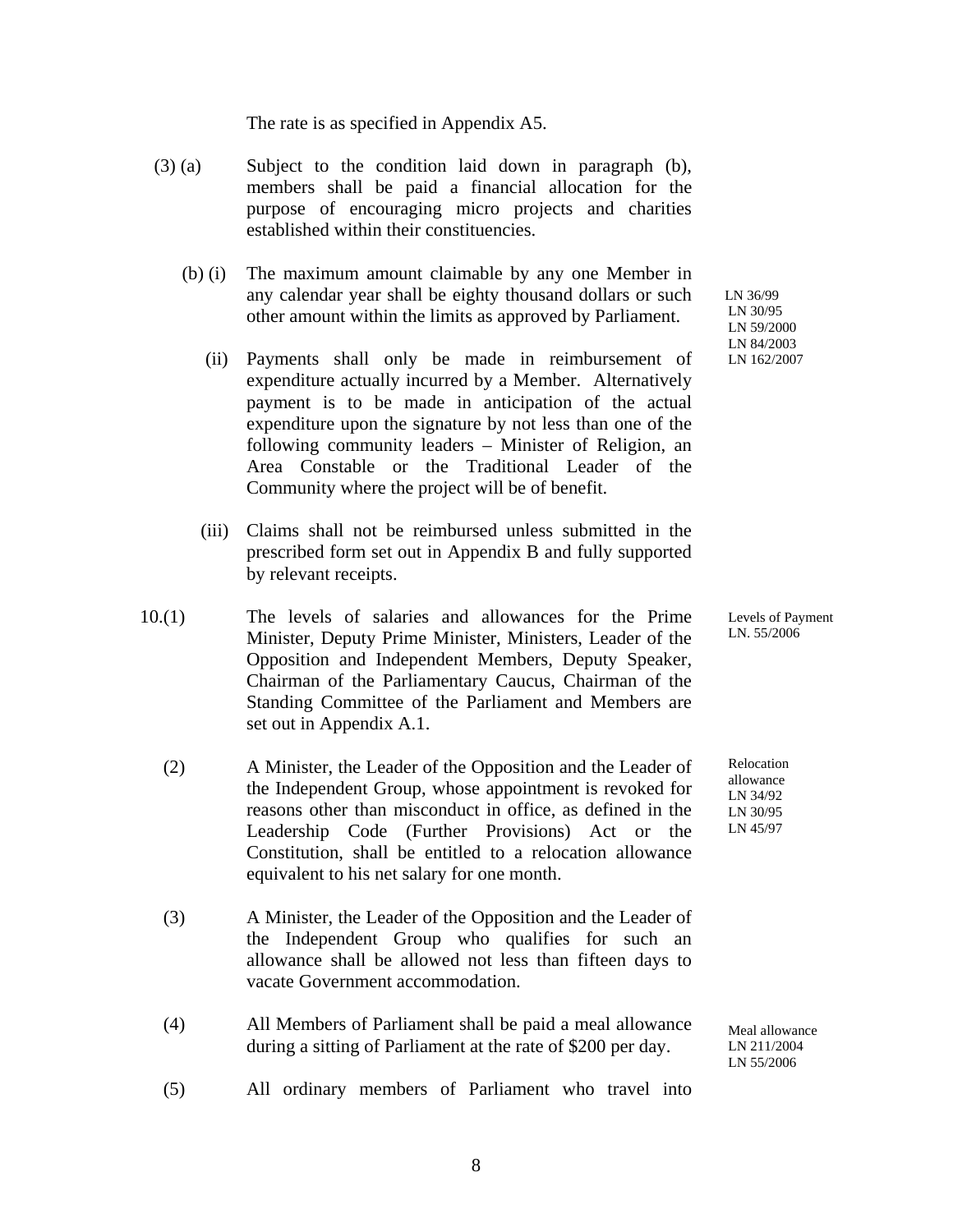The rate is as specified in Appendix A5.

(3) (a) Subject to the condition laid down in paragraph (b), members shall be paid a financial allocation for the purpose of encouraging micro projects and charities established within their constituencies.

(b) (i) The maximum amount claimable by any one Member in any calendar year shall be eighty thousand dollars or such other amount within the limits as approved by Parliament.

LN 36/99
LN 30/95
LN 59/2000
LN 84/2003
LN 162/2007

(ii) Payments shall only be made in reimbursement of expenditure actually incurred by a Member. Alternatively payment is to be made in anticipation of the actual expenditure upon the signature by not less than one of the following community leaders – Minister of Religion, an Area Constable or the Traditional Leader of the Community where the project will be of benefit.

(iii) Claims shall not be reimbursed unless submitted in the prescribed form set out in Appendix B and fully supported by relevant receipts.

10.(1) The levels of salaries and allowances for the Prime Minister, Deputy Prime Minister, Ministers, Leader of the Opposition and Independent Members, Deputy Speaker, Chairman of the Parliamentary Caucus, Chairman of the Standing Committee of the Parliament and Members are set out in Appendix A.1.

Levels of Payment
LN. 55/2006

(2) A Minister, the Leader of the Opposition and the Leader of the Independent Group, whose appointment is revoked for reasons other than misconduct in office, as defined in the Leadership Code (Further Provisions) Act or the Constitution, shall be entitled to a relocation allowance equivalent to his net salary for one month.

Relocation allowance
LN 34/92
LN 30/95
LN 45/97

(3) A Minister, the Leader of the Opposition and the Leader of the Independent Group who qualifies for such an allowance shall be allowed not less than fifteen days to vacate Government accommodation.

(4) All Members of Parliament shall be paid a meal allowance during a sitting of Parliament at the rate of $200 per day.

Meal allowance
LN 211/2004
LN 55/2006

(5) All ordinary members of Parliament who travel into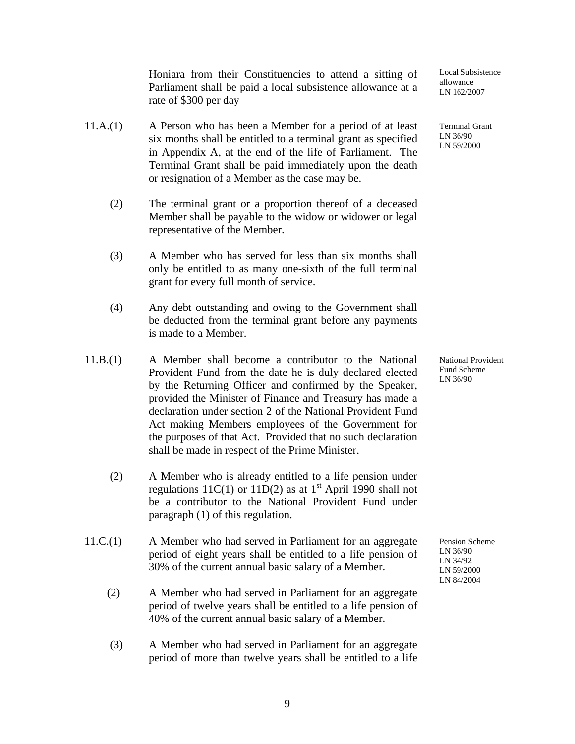Honiara from their Constituencies to attend a sitting of Parliament shall be paid a local subsistence allowance at a rate of \$300 per day

Local Subsistence allowance LN 162/2007

11.A.(1) A Person who has been a Member for a period of at least six months shall be entitled to a terminal grant as specified in Appendix A, at the end of the life of Parliament. The Terminal Grant shall be paid immediately upon the death or resignation of a Member as the case may be.

Terminal Grant LN 36/90 LN 59/2000

(2) The terminal grant or a proportion thereof of a deceased Member shall be payable to the widow or widower or legal representative of the Member.

(3) A Member who has served for less than six months shall only be entitled to as many one-sixth of the full terminal grant for every full month of service.

(4) Any debt outstanding and owing to the Government shall be deducted from the terminal grant before any payments is made to a Member.

11.B.(1) A Member shall become a contributor to the National Provident Fund from the date he is duly declared elected by the Returning Officer and confirmed by the Speaker, provided the Minister of Finance and Treasury has made a declaration under section 2 of the National Provident Fund Act making Members employees of the Government for the purposes of that Act. Provided that no such declaration shall be made in respect of the Prime Minister.

National Provident Fund Scheme LN 36/90

(2) A Member who is already entitled to a life pension under regulations 11C(1) or 11D(2) as at 1st April 1990 shall not be a contributor to the National Provident Fund under paragraph (1) of this regulation.

11.C.(1) A Member who had served in Parliament for an aggregate period of eight years shall be entitled to a life pension of 30% of the current annual basic salary of a Member.

Pension Scheme LN 36/90 LN 34/92 LN 59/2000 LN 84/2004

(2) A Member who had served in Parliament for an aggregate period of twelve years shall be entitled to a life pension of 40% of the current annual basic salary of a Member.

(3) A Member who had served in Parliament for an aggregate period of more than twelve years shall be entitled to a life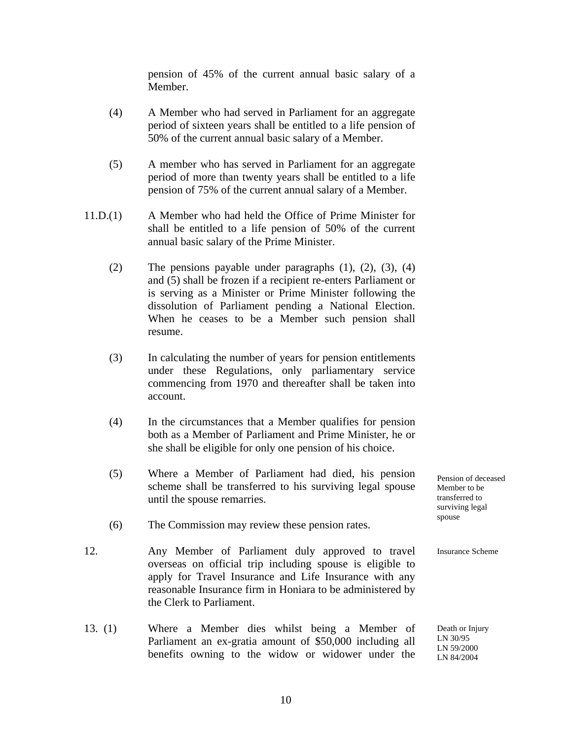pension of 45% of the current annual basic salary of a Member.

(4) A Member who had served in Parliament for an aggregate period of sixteen years shall be entitled to a life pension of 50% of the current annual basic salary of a Member.

(5) A member who has served in Parliament for an aggregate period of more than twenty years shall be entitled to a life pension of 75% of the current annual salary of a Member.

11.D.(1) A Member who had held the Office of Prime Minister for shall be entitled to a life pension of 50% of the current annual basic salary of the Prime Minister.

(2) The pensions payable under paragraphs (1), (2), (3), (4) and (5) shall be frozen if a recipient re-enters Parliament or is serving as a Minister or Prime Minister following the dissolution of Parliament pending a National Election. When he ceases to be a Member such pension shall resume.

(3) In calculating the number of years for pension entitlements under these Regulations, only parliamentary service commencing from 1970 and thereafter shall be taken into account.

(4) In the circumstances that a Member qualifies for pension both as a Member of Parliament and Prime Minister, he or she shall be eligible for only one pension of his choice.

*Pension of deceased Member to be transferred to surviving legal spouse*

(5) Where a Member of Parliament had died, his pension scheme shall be transferred to his surviving legal spouse until the spouse remarries.

(6) The Commission may review these pension rates.

*Insurance Scheme*

12. Any Member of Parliament duly approved to travel overseas on official trip including spouse is eligible to apply for Travel Insurance and Life Insurance with any reasonable Insurance firm in Honiara to be administered by the Clerk to Parliament.

*Death or Injury*
*LN 30/95*
*LN 59/2000*
*LN 84/2004*

13. (1) Where a Member dies whilst being a Member of Parliament an ex-gratia amount of $50,000 including all benefits owning to the widow or widower under the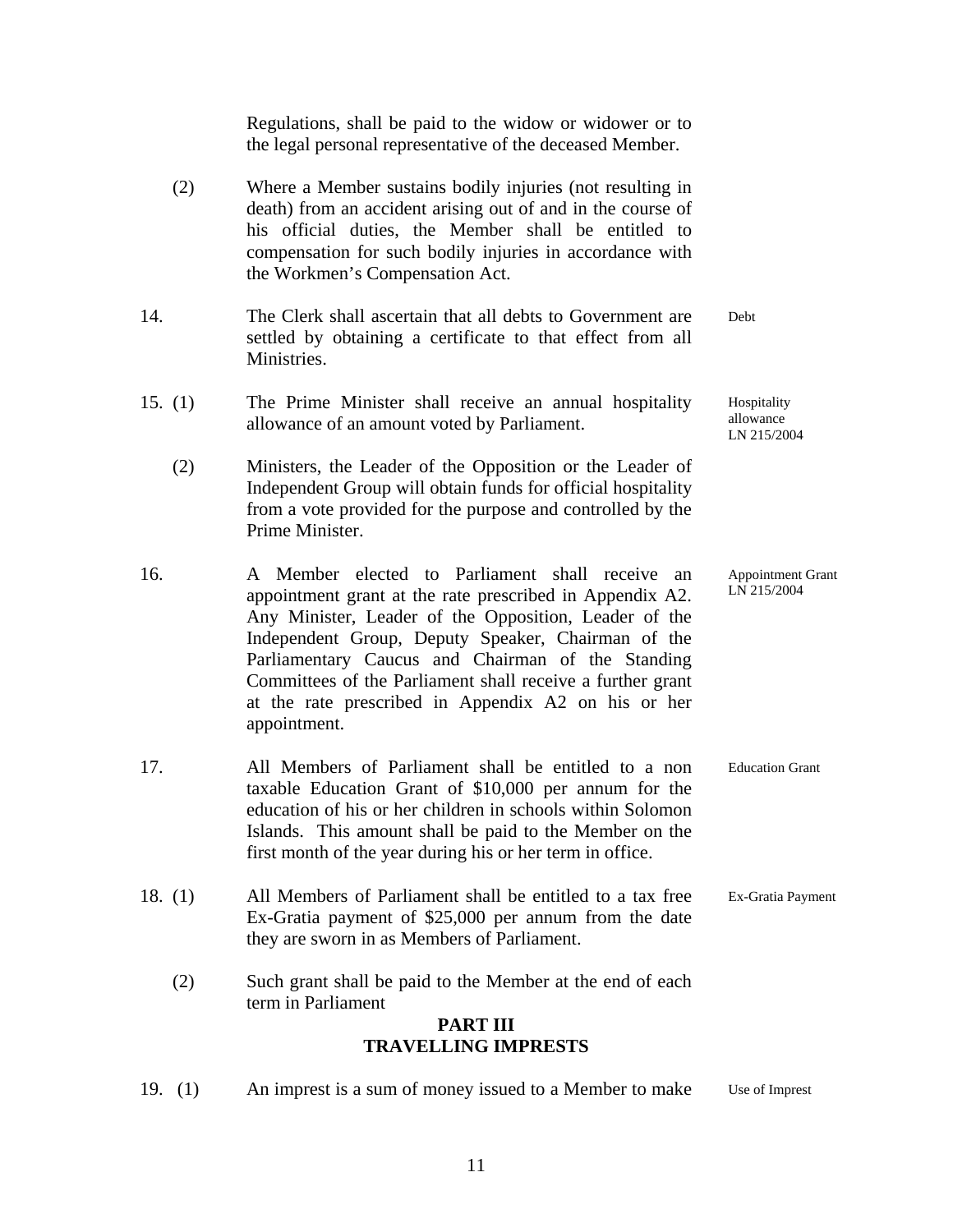Regulations, shall be paid to the widow or widower or to the legal personal representative of the deceased Member.

(2) Where a Member sustains bodily injuries (not resulting in death) from an accident arising out of and in the course of his official duties, the Member shall be entitled to compensation for such bodily injuries in accordance with the Workmen's Compensation Act.

14. The Clerk shall ascertain that all debts to Government are settled by obtaining a certificate to that effect from all Ministries. *Debt*

15. (1) The Prime Minister shall receive an annual hospitality allowance of an amount voted by Parliament. *Hospitality allowance LN 215/2004*

(2) Ministers, the Leader of the Opposition or the Leader of Independent Group will obtain funds for official hospitality from a vote provided for the purpose and controlled by the Prime Minister.

16. A Member elected to Parliament shall receive an appointment grant at the rate prescribed in Appendix A2. Any Minister, Leader of the Opposition, Leader of the Independent Group, Deputy Speaker, Chairman of the Parliamentary Caucus and Chairman of the Standing Committees of the Parliament shall receive a further grant at the rate prescribed in Appendix A2 on his or her appointment. *Appointment Grant LN 215/2004*

17. All Members of Parliament shall be entitled to a non taxable Education Grant of $10,000 per annum for the education of his or her children in schools within Solomon Islands. This amount shall be paid to the Member on the first month of the year during his or her term in office. *Education Grant*

18. (1) All Members of Parliament shall be entitled to a tax free Ex-Gratia payment of $25,000 per annum from the date they are sworn in as Members of Parliament. *Ex-Gratia Payment*

(2) Such grant shall be paid to the Member at the end of each term in Parliament

## PART III
## TRAVELLING IMPRESTS

19. (1) An imprest is a sum of money issued to a Member to make *Use of Imprest*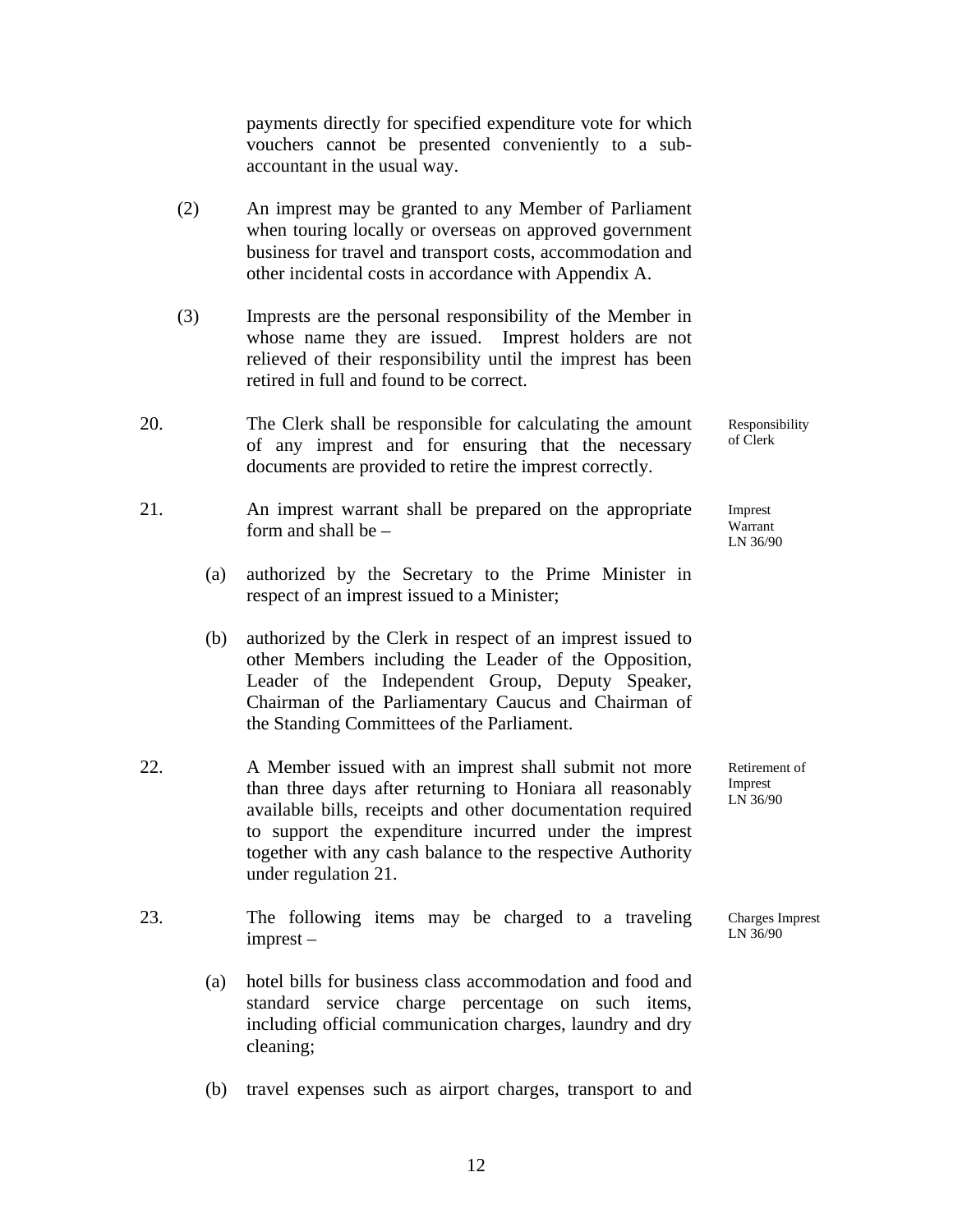payments directly for specified expenditure vote for which vouchers cannot be presented conveniently to a sub-accountant in the usual way.

(2) An imprest may be granted to any Member of Parliament when touring locally or overseas on approved government business for travel and transport costs, accommodation and other incidental costs in accordance with Appendix A.

(3) Imprests are the personal responsibility of the Member in whose name they are issued. Imprest holders are not relieved of their responsibility until the imprest has been retired in full and found to be correct.

20. The Clerk shall be responsible for calculating the amount of any imprest and for ensuring that the necessary documents are provided to retire the imprest correctly. *Responsibility of Clerk*

21. An imprest warrant shall be prepared on the appropriate form and shall be – *Imprest Warrant LN 36/90*

(a) authorized by the Secretary to the Prime Minister in respect of an imprest issued to a Minister;

(b) authorized by the Clerk in respect of an imprest issued to other Members including the Leader of the Opposition, Leader of the Independent Group, Deputy Speaker, Chairman of the Parliamentary Caucus and Chairman of the Standing Committees of the Parliament.

22. A Member issued with an imprest shall submit not more than three days after returning to Honiara all reasonably available bills, receipts and other documentation required to support the expenditure incurred under the imprest together with any cash balance to the respective Authority under regulation 21. *Retirement of Imprest LN 36/90*

23. The following items may be charged to a traveling imprest – *Charges Imprest LN 36/90*

(a) hotel bills for business class accommodation and food and standard service charge percentage on such items, including official communication charges, laundry and dry cleaning;

(b) travel expenses such as airport charges, transport to and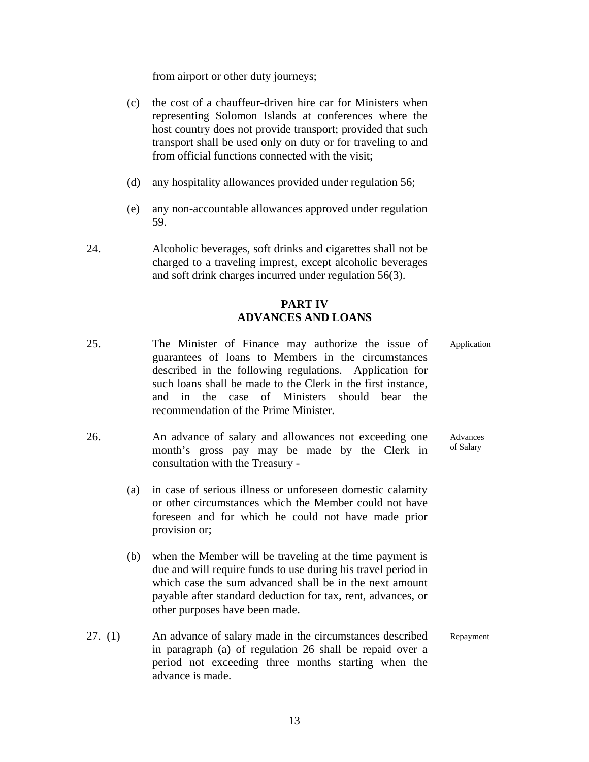from airport or other duty journeys;

(c) the cost of a chauffeur-driven hire car for Ministers when representing Solomon Islands at conferences where the host country does not provide transport; provided that such transport shall be used only on duty or for traveling to and from official functions connected with the visit;

(d) any hospitality allowances provided under regulation 56;

(e) any non-accountable allowances approved under regulation 59.

24. Alcoholic beverages, soft drinks and cigarettes shall not be charged to a traveling imprest, except alcoholic beverages and soft drink charges incurred under regulation 56(3).

## PART IV
## ADVANCES AND LOANS

*Application*

25. The Minister of Finance may authorize the issue of guarantees of loans to Members in the circumstances described in the following regulations. Application for such loans shall be made to the Clerk in the first instance, and in the case of Ministers should bear the recommendation of the Prime Minister.

*Advances of Salary*

26. An advance of salary and allowances not exceeding one month's gross pay may be made by the Clerk in consultation with the Treasury -

(a) in case of serious illness or unforeseen domestic calamity or other circumstances which the Member could not have foreseen and for which he could not have made prior provision or;

(b) when the Member will be traveling at the time payment is due and will require funds to use during his travel period in which case the sum advanced shall be in the next amount payable after standard deduction for tax, rent, advances, or other purposes have been made.

*Repayment*

27. (1) An advance of salary made in the circumstances described in paragraph (a) of regulation 26 shall be repaid over a period not exceeding three months starting when the advance is made.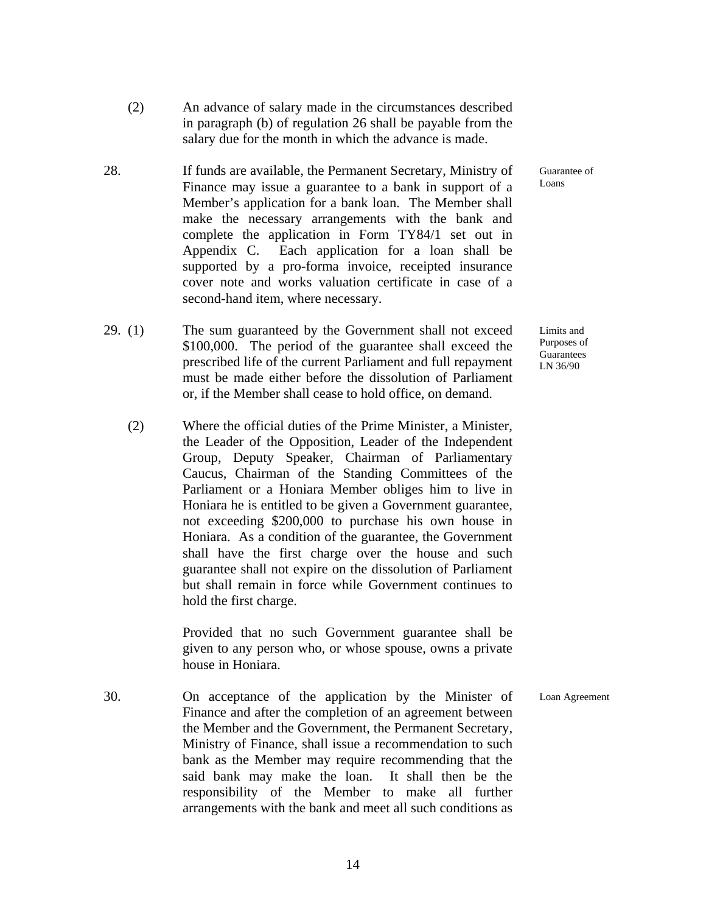(2) An advance of salary made in the circumstances described in paragraph (b) of regulation 26 shall be payable from the salary due for the month in which the advance is made.

**Guarantee of Loans**

28. If funds are available, the Permanent Secretary, Ministry of Finance may issue a guarantee to a bank in support of a Member's application for a bank loan. The Member shall make the necessary arrangements with the bank and complete the application in Form TY84/1 set out in Appendix C. Each application for a loan shall be supported by a pro-forma invoice, receipted insurance cover note and works valuation certificate in case of a second-hand item, where necessary.

**Limits and Purposes of Guarantees LN 36/90**

29. (1) The sum guaranteed by the Government shall not exceed $100,000. The period of the guarantee shall exceed the prescribed life of the current Parliament and full repayment must be made either before the dissolution of Parliament or, if the Member shall cease to hold office, on demand.

(2) Where the official duties of the Prime Minister, a Minister, the Leader of the Opposition, Leader of the Independent Group, Deputy Speaker, Chairman of Parliamentary Caucus, Chairman of the Standing Committees of the Parliament or a Honiara Member obliges him to live in Honiara he is entitled to be given a Government guarantee, not exceeding $200,000 to purchase his own house in Honiara. As a condition of the guarantee, the Government shall have the first charge over the house and such guarantee shall not expire on the dissolution of Parliament but shall remain in force while Government continues to hold the first charge.

Provided that no such Government guarantee shall be given to any person who, or whose spouse, owns a private house in Honiara.

**Loan Agreement**

30. On acceptance of the application by the Minister of Finance and after the completion of an agreement between the Member and the Government, the Permanent Secretary, Ministry of Finance, shall issue a recommendation to such bank as the Member may require recommending that the said bank may make the loan. It shall then be the responsibility of the Member to make all further arrangements with the bank and meet all such conditions as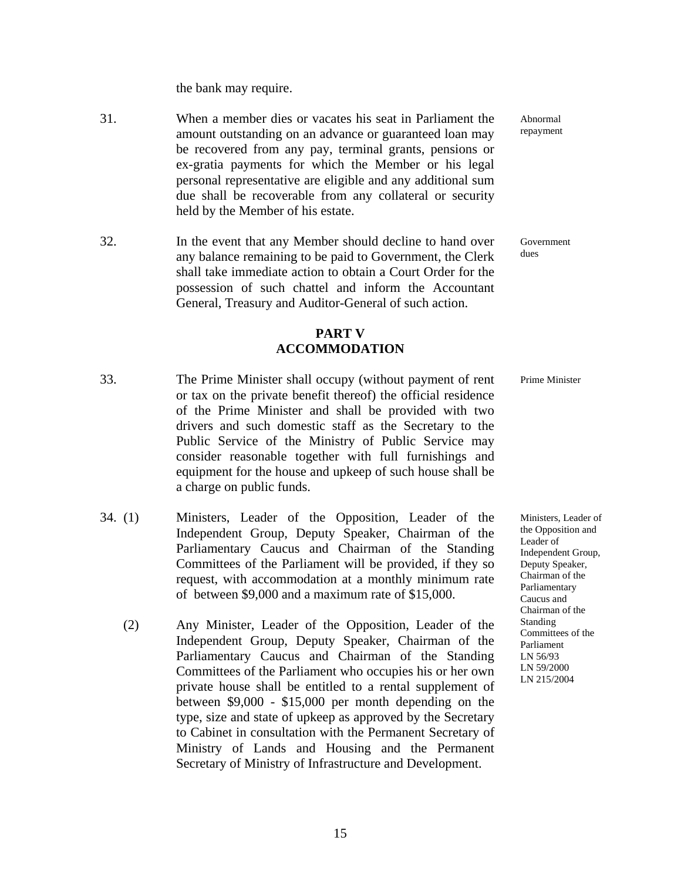the bank may require.

31. When a member dies or vacates his seat in Parliament the amount outstanding on an advance or guaranteed loan may be recovered from any pay, terminal grants, pensions or ex-gratia payments for which the Member or his legal personal representative are eligible and any additional sum due shall be recoverable from any collateral or security held by the Member of his estate.

*Abnormal repayment*

32. In the event that any Member should decline to hand over any balance remaining to be paid to Government, the Clerk shall take immediate action to obtain a Court Order for the possession of such chattel and inform the Accountant General, Treasury and Auditor-General of such action.

*Government dues*

## PART V
## ACCOMMODATION

33. The Prime Minister shall occupy (without payment of rent or tax on the private benefit thereof) the official residence of the Prime Minister and shall be provided with two drivers and such domestic staff as the Secretary to the Public Service of the Ministry of Public Service may consider reasonable together with full furnishings and equipment for the house and upkeep of such house shall be a charge on public funds.

*Prime Minister*

34. (1) Ministers, Leader of the Opposition, Leader of the Independent Group, Deputy Speaker, Chairman of the Parliamentary Caucus and Chairman of the Standing Committees of the Parliament will be provided, if they so request, with accommodation at a monthly minimum rate of between $9,000 and a maximum rate of $15,000.

(2) Any Minister, Leader of the Opposition, Leader of the Independent Group, Deputy Speaker, Chairman of the Parliamentary Caucus and Chairman of the Standing Committees of the Parliament who occupies his or her own private house shall be entitled to a rental supplement of between $9,000 - $15,000 per month depending on the type, size and state of upkeep as approved by the Secretary to Cabinet in consultation with the Permanent Secretary of Ministry of Lands and Housing and the Permanent Secretary of Ministry of Infrastructure and Development.

*Ministers, Leader of the Opposition and Leader of Independent Group, Deputy Speaker, Chairman of the Parliamentary Caucus and Chairman of the Standing Committees of the Parliament LN 56/93 LN 59/2000 LN 215/2004*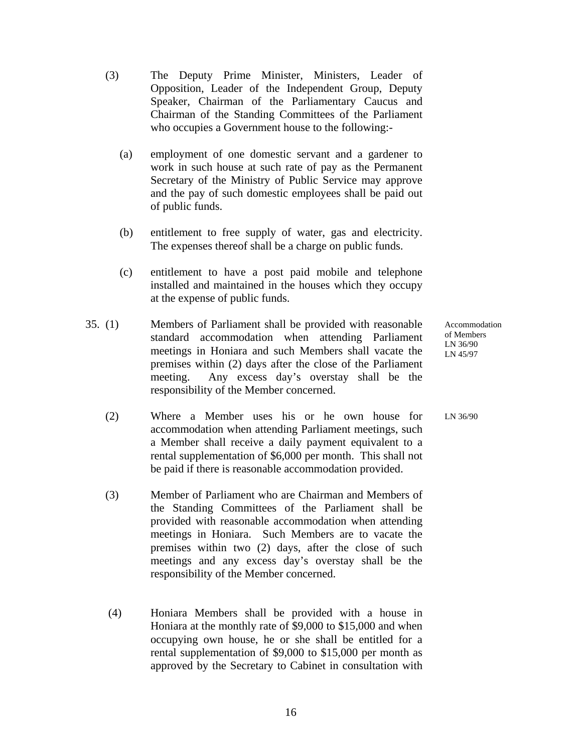(3) The Deputy Prime Minister, Ministers, Leader of Opposition, Leader of the Independent Group, Deputy Speaker, Chairman of the Parliamentary Caucus and Chairman of the Standing Committees of the Parliament who occupies a Government house to the following:-

(a) employment of one domestic servant and a gardener to work in such house at such rate of pay as the Permanent Secretary of the Ministry of Public Service may approve and the pay of such domestic employees shall be paid out of public funds.

(b) entitlement to free supply of water, gas and electricity. The expenses thereof shall be a charge on public funds.

(c) entitlement to have a post paid mobile and telephone installed and maintained in the houses which they occupy at the expense of public funds.

35. (1) Members of Parliament shall be provided with reasonable standard accommodation when attending Parliament meetings in Honiara and such Members shall vacate the premises within (2) days after the close of the Parliament meeting. Any excess day's overstay shall be the responsibility of the Member concerned.

*Accommodation of Members LN 36/90 LN 45/97*

(2) Where a Member uses his or he own house for accommodation when attending Parliament meetings, such a Member shall receive a daily payment equivalent to a rental supplementation of $6,000 per month. This shall not be paid if there is reasonable accommodation provided.

*LN 36/90*

(3) Member of Parliament who are Chairman and Members of the Standing Committees of the Parliament shall be provided with reasonable accommodation when attending meetings in Honiara. Such Members are to vacate the premises within two (2) days, after the close of such meetings and any excess day's overstay shall be the responsibility of the Member concerned.

(4) Honiara Members shall be provided with a house in Honiara at the monthly rate of $9,000 to $15,000 and when occupying own house, he or she shall be entitled for a rental supplementation of $9,000 to $15,000 per month as approved by the Secretary to Cabinet in consultation with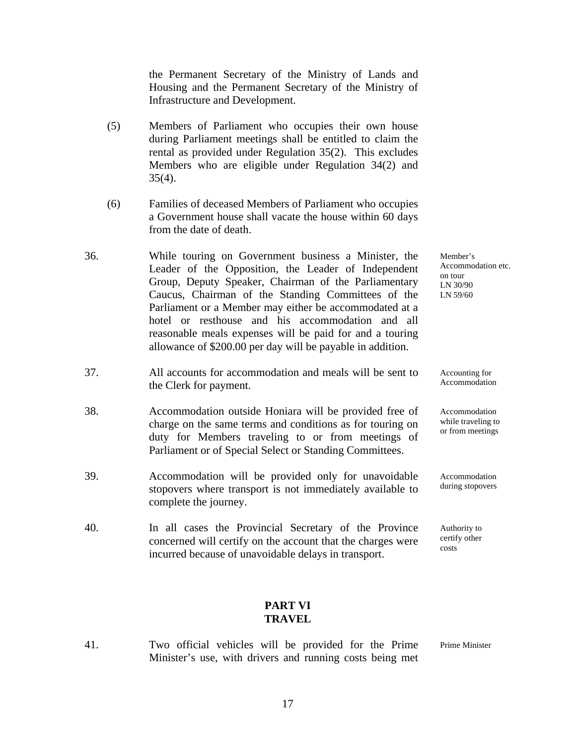the Permanent Secretary of the Ministry of Lands and Housing and the Permanent Secretary of the Ministry of Infrastructure and Development.

(5) Members of Parliament who occupies their own house during Parliament meetings shall be entitled to claim the rental as provided under Regulation 35(2). This excludes Members who are eligible under Regulation 34(2) and 35(4).

(6) Families of deceased Members of Parliament who occupies a Government house shall vacate the house within 60 days from the date of death.

36. While touring on Government business a Minister, the Leader of the Opposition, the Leader of Independent Group, Deputy Speaker, Chairman of the Parliamentary Caucus, Chairman of the Standing Committees of the Parliament or a Member may either be accommodated at a hotel or resthouse and his accommodation and all reasonable meals expenses will be paid for and a touring allowance of $200.00 per day will be payable in addition.

*Member's Accommodation etc. on tour LN 30/90 LN 59/60*

37. All accounts for accommodation and meals will be sent to the Clerk for payment.

*Accounting for Accommodation*

38. Accommodation outside Honiara will be provided free of charge on the same terms and conditions as for touring on duty for Members traveling to or from meetings of Parliament or of Special Select or Standing Committees.

*Accommodation while traveling to or from meetings*

39. Accommodation will be provided only for unavoidable stopovers where transport is not immediately available to complete the journey.

*Accommodation during stopovers*

40. In all cases the Provincial Secretary of the Province concerned will certify on the account that the charges were incurred because of unavoidable delays in transport.

*Authority to certify other costs*

## PART VI
## TRAVEL

41. Two official vehicles will be provided for the Prime Minister's use, with drivers and running costs being met

*Prime Minister*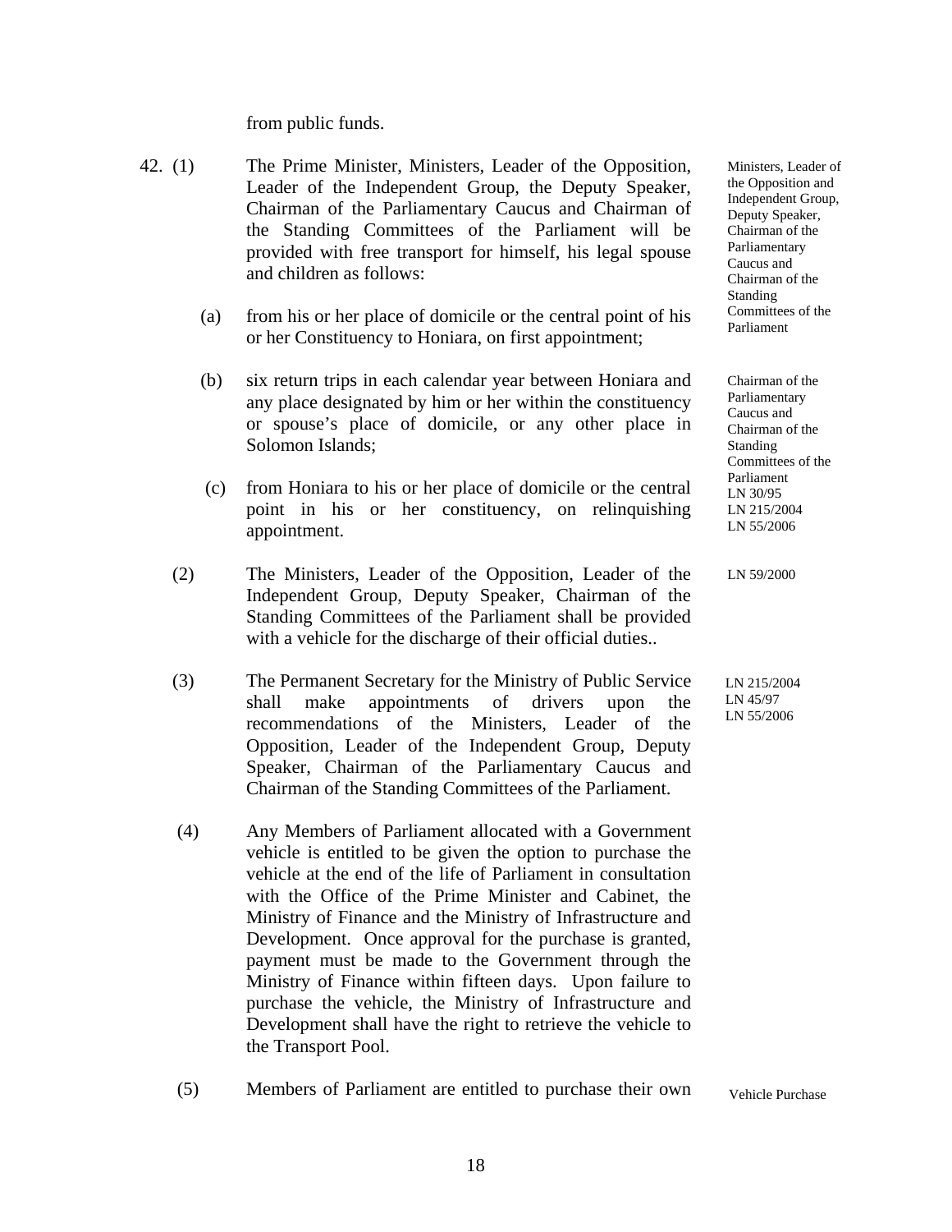from public funds.

42. (1) The Prime Minister, Ministers, Leader of the Opposition, Leader of the Independent Group, the Deputy Speaker, Chairman of the Parliamentary Caucus and Chairman of the Standing Committees of the Parliament will be provided with free transport for himself, his legal spouse and children as follows:

Ministers, Leader of the Opposition and Independent Group, Deputy Speaker, Chairman of the Parliamentary Caucus and Chairman of the Standing Committees of the Parliament

(a) from his or her place of domicile or the central point of his or her Constituency to Honiara, on first appointment;

(b) six return trips in each calendar year between Honiara and any place designated by him or her within the constituency or spouse's place of domicile, or any other place in Solomon Islands;

Chairman of the Parliamentary Caucus and Chairman of the Standing Committees of the Parliament
LN 30/95
LN 215/2004
LN 55/2006

(c) from Honiara to his or her place of domicile or the central point in his or her constituency, on relinquishing appointment.

(2) The Ministers, Leader of the Opposition, Leader of the Independent Group, Deputy Speaker, Chairman of the Standing Committees of the Parliament shall be provided with a vehicle for the discharge of their official duties..

LN 59/2000

(3) The Permanent Secretary for the Ministry of Public Service shall make appointments of drivers upon the recommendations of the Ministers, Leader of the Opposition, Leader of the Independent Group, Deputy Speaker, Chairman of the Parliamentary Caucus and Chairman of the Standing Committees of the Parliament.

LN 215/2004
LN 45/97
LN 55/2006

(4) Any Members of Parliament allocated with a Government vehicle is entitled to be given the option to purchase the vehicle at the end of the life of Parliament in consultation with the Office of the Prime Minister and Cabinet, the Ministry of Finance and the Ministry of Infrastructure and Development. Once approval for the purchase is granted, payment must be made to the Government through the Ministry of Finance within fifteen days. Upon failure to purchase the vehicle, the Ministry of Infrastructure and Development shall have the right to retrieve the vehicle to the Transport Pool.

(5) Members of Parliament are entitled to purchase their own

Vehicle Purchase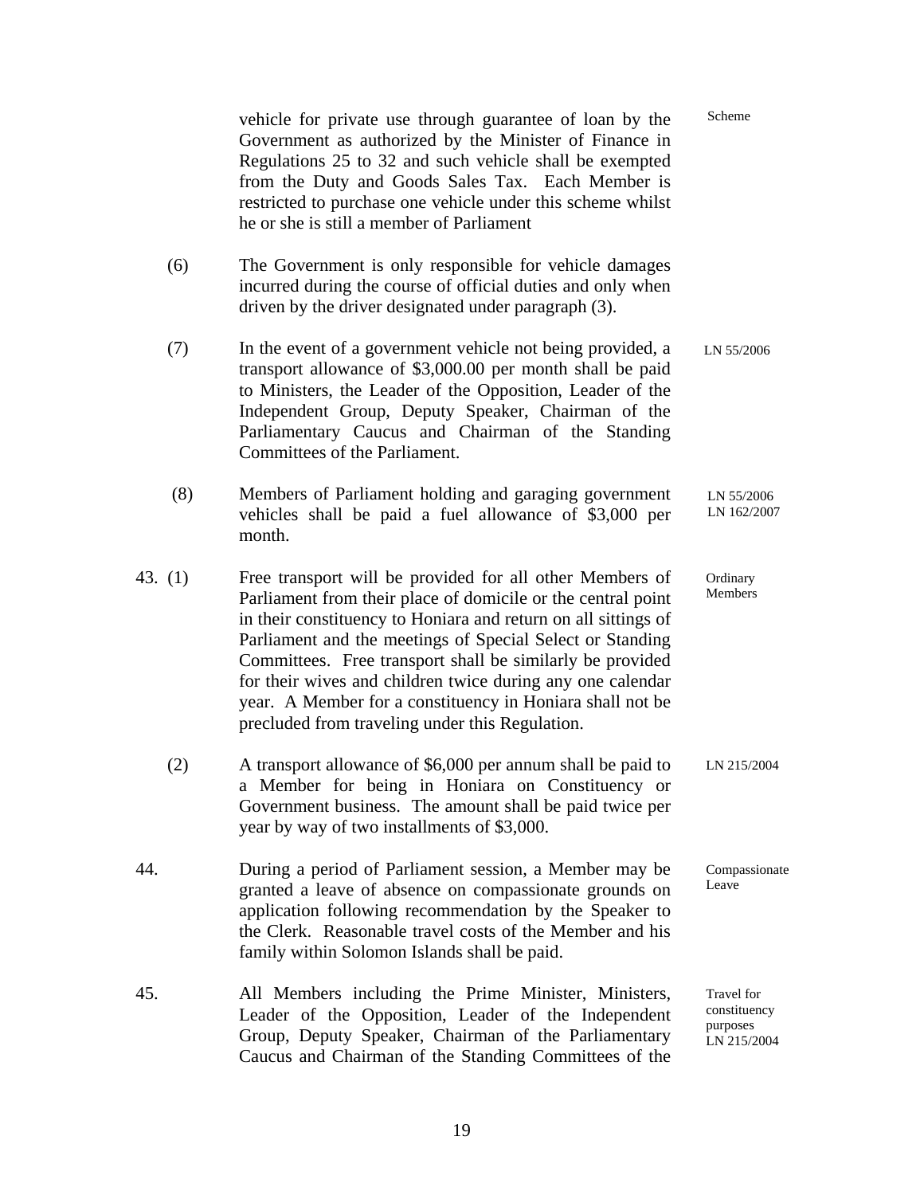vehicle for private use through guarantee of loan by the Government as authorized by the Minister of Finance in Regulations 25 to 32 and such vehicle shall be exempted from the Duty and Goods Sales Tax. Each Member is restricted to purchase one vehicle under this scheme whilst he or she is still a member of Parliament

Scheme

(6) The Government is only responsible for vehicle damages incurred during the course of official duties and only when driven by the driver designated under paragraph (3).

(7) In the event of a government vehicle not being provided, a transport allowance of $3,000.00 per month shall be paid to Ministers, the Leader of the Opposition, Leader of the Independent Group, Deputy Speaker, Chairman of the Parliamentary Caucus and Chairman of the Standing Committees of the Parliament.

LN 55/2006

(8) Members of Parliament holding and garaging government vehicles shall be paid a fuel allowance of $3,000 per month.

LN 55/2006
LN 162/2007

43. (1) Free transport will be provided for all other Members of Parliament from their place of domicile or the central point in their constituency to Honiara and return on all sittings of Parliament and the meetings of Special Select or Standing Committees. Free transport shall be similarly be provided for their wives and children twice during any one calendar year. A Member for a constituency in Honiara shall not be precluded from traveling under this Regulation.

Ordinary Members

(2) A transport allowance of $6,000 per annum shall be paid to a Member for being in Honiara on Constituency or Government business. The amount shall be paid twice per year by way of two installments of $3,000.

LN 215/2004

44. During a period of Parliament session, a Member may be granted a leave of absence on compassionate grounds on application following recommendation by the Speaker to the Clerk. Reasonable travel costs of the Member and his family within Solomon Islands shall be paid.

Compassionate Leave

45. All Members including the Prime Minister, Ministers, Leader of the Opposition, Leader of the Independent Group, Deputy Speaker, Chairman of the Parliamentary Caucus and Chairman of the Standing Committees of the

Travel for constituency purposes
LN 215/2004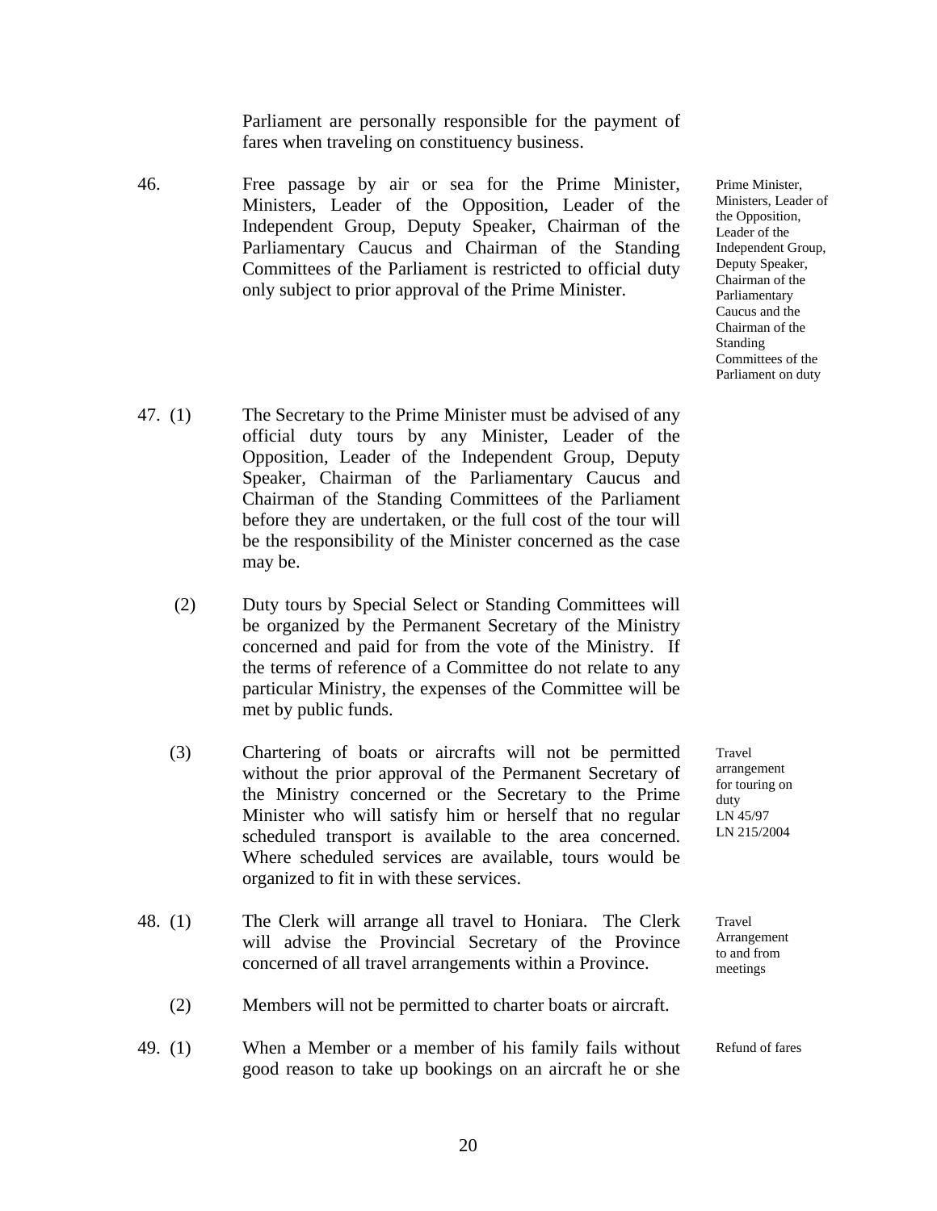Parliament are personally responsible for the payment of fares when traveling on constituency business.

46. Free passage by air or sea for the Prime Minister, Ministers, Leader of the Opposition, Leader of the Independent Group, Deputy Speaker, Chairman of the Parliamentary Caucus and Chairman of the Standing Committees of the Parliament is restricted to official duty only subject to prior approval of the Prime Minister.

*Prime Minister, Ministers, Leader of the Opposition, Leader of the Independent Group, Deputy Speaker, Chairman of the Parliamentary Caucus and the Chairman of the Standing Committees of the Parliament on duty*

47. (1) The Secretary to the Prime Minister must be advised of any official duty tours by any Minister, Leader of the Opposition, Leader of the Independent Group, Deputy Speaker, Chairman of the Parliamentary Caucus and Chairman of the Standing Committees of the Parliament before they are undertaken, or the full cost of the tour will be the responsibility of the Minister concerned as the case may be.

(2) Duty tours by Special Select or Standing Committees will be organized by the Permanent Secretary of the Ministry concerned and paid for from the vote of the Ministry. If the terms of reference of a Committee do not relate to any particular Ministry, the expenses of the Committee will be met by public funds.

*Travel arrangement for touring on duty*
*LN 45/97*
*LN 215/2004*

(3) Chartering of boats or aircrafts will not be permitted without the prior approval of the Permanent Secretary of the Ministry concerned or the Secretary to the Prime Minister who will satisfy him or herself that no regular scheduled transport is available to the area concerned. Where scheduled services are available, tours would be organized to fit in with these services.

*Travel Arrangement to and from meetings*

48. (1) The Clerk will arrange all travel to Honiara. The Clerk will advise the Provincial Secretary of the Province concerned of all travel arrangements within a Province.

(2) Members will not be permitted to charter boats or aircraft.

*Refund of fares*

49. (1) When a Member or a member of his family fails without good reason to take up bookings on an aircraft he or she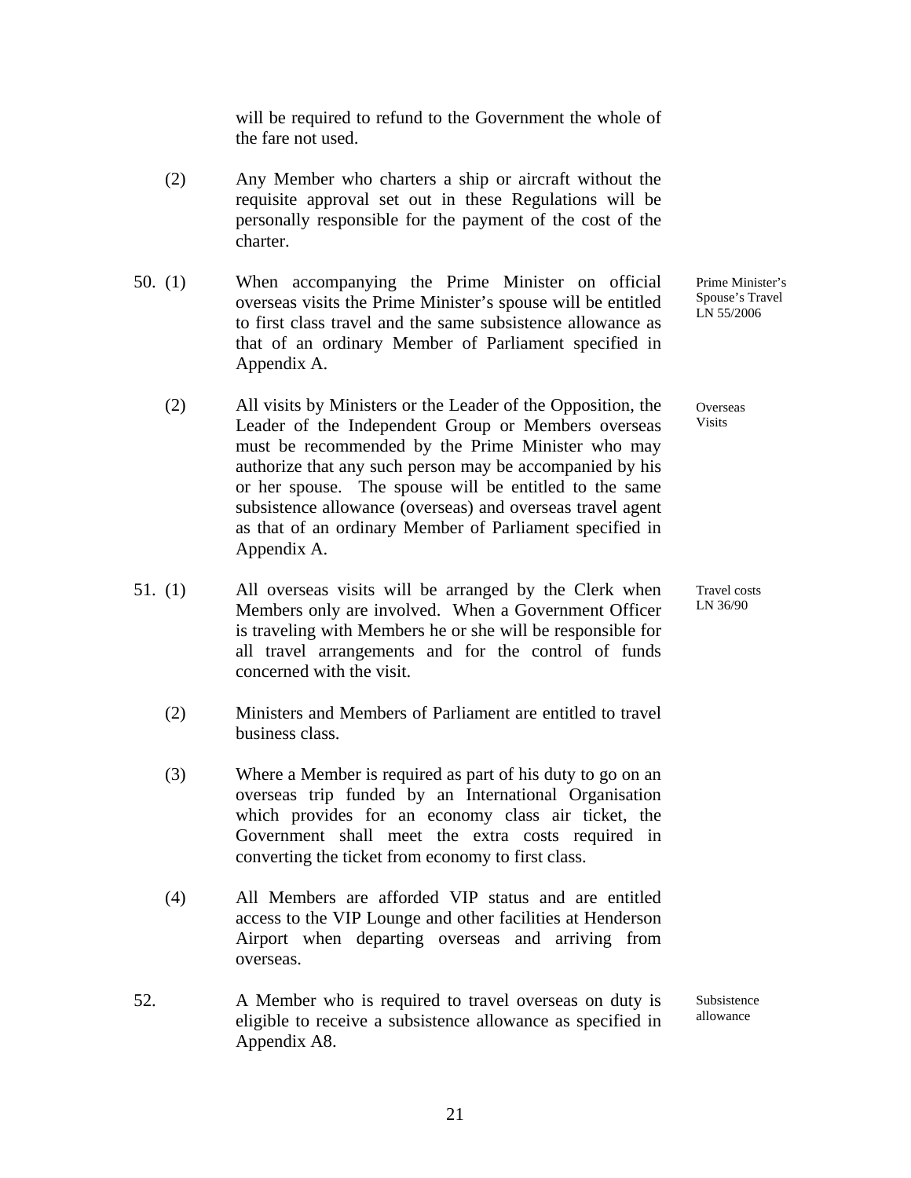will be required to refund to the Government the whole of the fare not used.

(2) Any Member who charters a ship or aircraft without the requisite approval set out in these Regulations will be personally responsible for the payment of the cost of the charter.

50\. (1) When accompanying the Prime Minister on official overseas visits the Prime Minister's spouse will be entitled to first class travel and the same subsistence allowance as that of an ordinary Member of Parliament specified in Appendix A.

*Prime Minister's Spouse's Travel LN 55/2006*

(2) All visits by Ministers or the Leader of the Opposition, the Leader of the Independent Group or Members overseas must be recommended by the Prime Minister who may authorize that any such person may be accompanied by his or her spouse. The spouse will be entitled to the same subsistence allowance (overseas) and overseas travel agent as that of an ordinary Member of Parliament specified in Appendix A.

*Overseas Visits*

51\. (1) All overseas visits will be arranged by the Clerk when Members only are involved. When a Government Officer is traveling with Members he or she will be responsible for all travel arrangements and for the control of funds concerned with the visit.

*Travel costs LN 36/90*

(2) Ministers and Members of Parliament are entitled to travel business class.

(3) Where a Member is required as part of his duty to go on an overseas trip funded by an International Organisation which provides for an economy class air ticket, the Government shall meet the extra costs required in converting the ticket from economy to first class.

(4) All Members are afforded VIP status and are entitled access to the VIP Lounge and other facilities at Henderson Airport when departing overseas and arriving from overseas.

52\. A Member who is required to travel overseas on duty is eligible to receive a subsistence allowance as specified in Appendix A8.

*Subsistence allowance*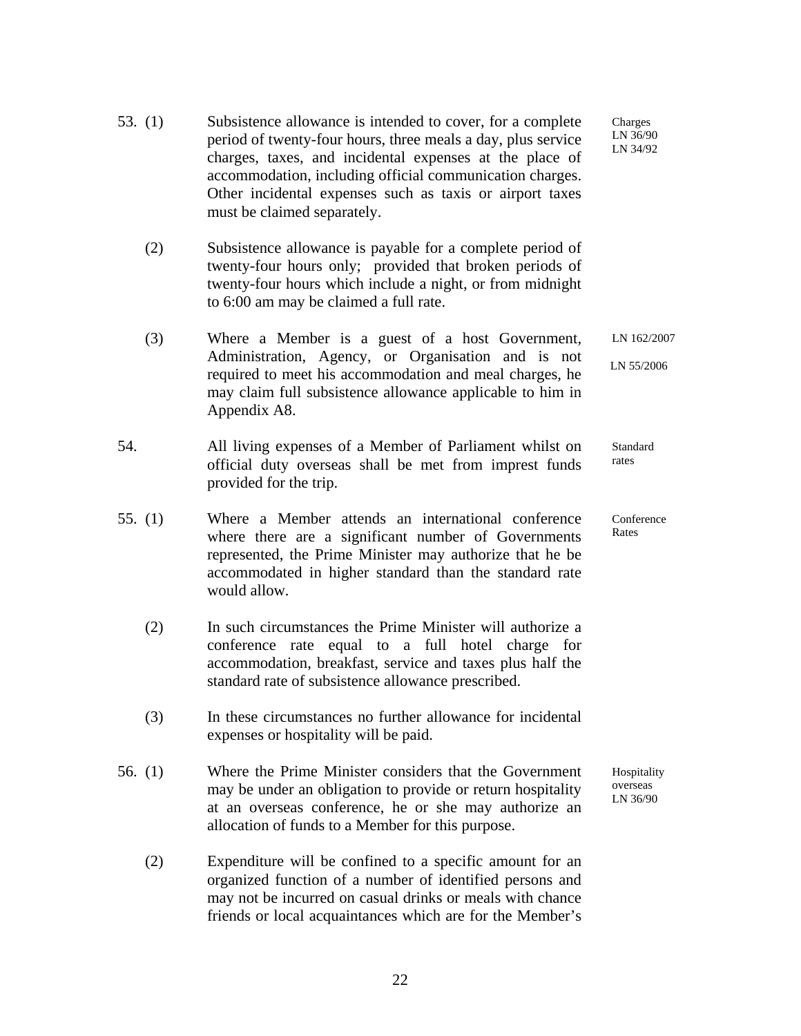53. (1) Subsistence allowance is intended to cover, for a complete period of twenty-four hours, three meals a day, plus service charges, taxes, and incidental expenses at the place of accommodation, including official communication charges. Other incidental expenses such as taxis or airport taxes must be claimed separately. *Charges LN 36/90 LN 34/92*

(2) Subsistence allowance is payable for a complete period of twenty-four hours only; provided that broken periods of twenty-four hours which include a night, or from midnight to 6:00 am may be claimed a full rate.

(3) Where a Member is a guest of a host Government, Administration, Agency, or Organisation and is not required to meet his accommodation and meal charges, he may claim full subsistence allowance applicable to him in Appendix A8. *LN 162/2007 LN 55/2006*

54. All living expenses of a Member of Parliament whilst on official duty overseas shall be met from imprest funds provided for the trip. *Standard rates*

55. (1) Where a Member attends an international conference where there are a significant number of Governments represented, the Prime Minister may authorize that he be accommodated in higher standard than the standard rate would allow. *Conference Rates*

(2) In such circumstances the Prime Minister will authorize a conference rate equal to a full hotel charge for accommodation, breakfast, service and taxes plus half the standard rate of subsistence allowance prescribed.

(3) In these circumstances no further allowance for incidental expenses or hospitality will be paid.

56. (1) Where the Prime Minister considers that the Government may be under an obligation to provide or return hospitality at an overseas conference, he or she may authorize an allocation of funds to a Member for this purpose. *Hospitality overseas LN 36/90*

(2) Expenditure will be confined to a specific amount for an organized function of a number of identified persons and may not be incurred on casual drinks or meals with chance friends or local acquaintances which are for the Member's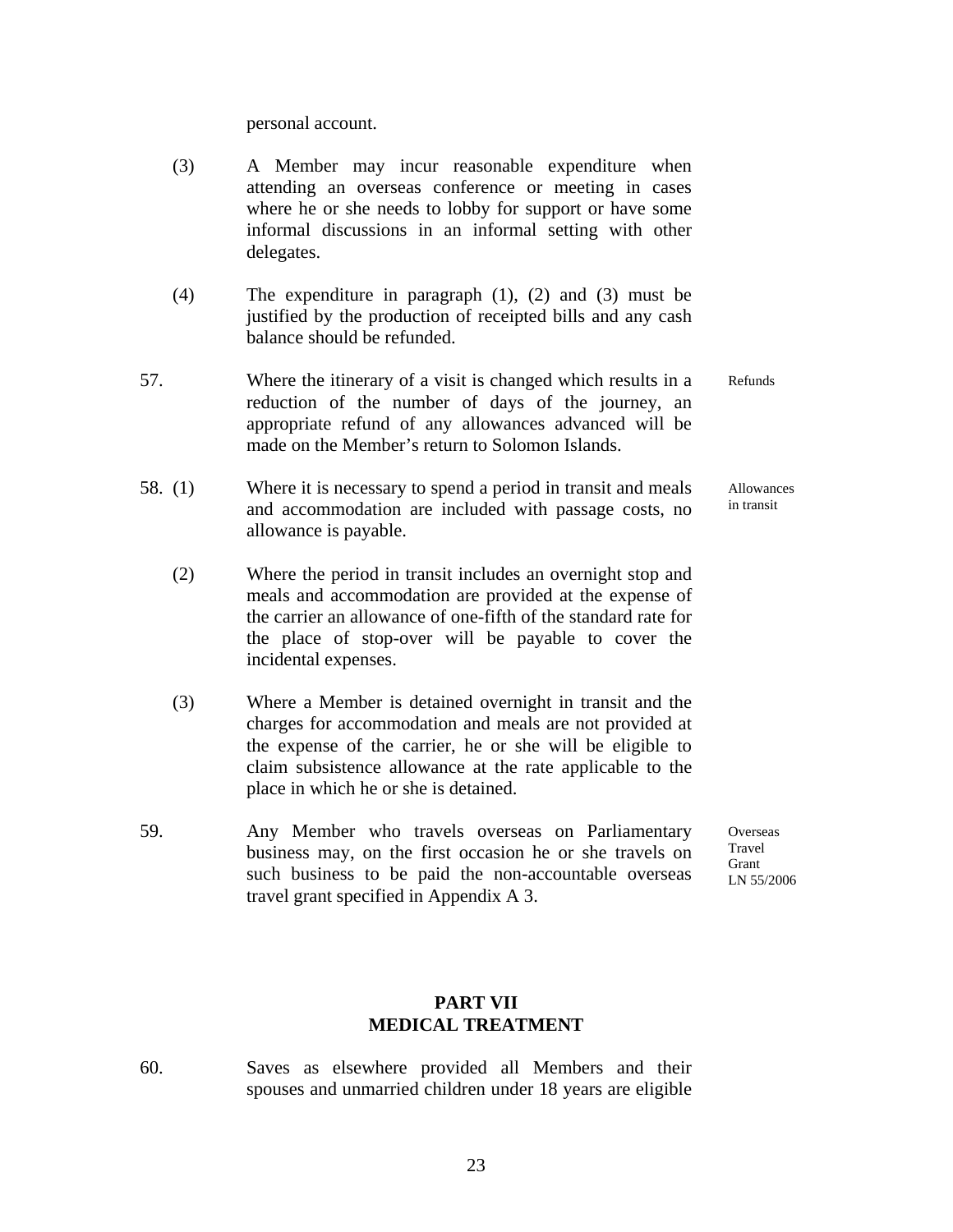personal account.

(3) A Member may incur reasonable expenditure when attending an overseas conference or meeting in cases where he or she needs to lobby for support or have some informal discussions in an informal setting with other delegates.

(4) The expenditure in paragraph (1), (2) and (3) must be justified by the production of receipted bills and any cash balance should be refunded.

57. *Refunds* — Where the itinerary of a visit is changed which results in a reduction of the number of days of the journey, an appropriate refund of any allowances advanced will be made on the Member's return to Solomon Islands.

58. *Allowances in transit*

(1) Where it is necessary to spend a period in transit and meals and accommodation are included with passage costs, no allowance is payable.

(2) Where the period in transit includes an overnight stop and meals and accommodation are provided at the expense of the carrier an allowance of one-fifth of the standard rate for the place of stop-over will be payable to cover the incidental expenses.

(3) Where a Member is detained overnight in transit and the charges for accommodation and meals are not provided at the expense of the carrier, he or she will be eligible to claim subsistence allowance at the rate applicable to the place in which he or she is detained.

59. *Overseas Travel Grant LN 55/2006* — Any Member who travels overseas on Parliamentary business may, on the first occasion he or she travels on such business to be paid the non-accountable overseas travel grant specified in Appendix A 3.

## PART VII
## MEDICAL TREATMENT

60. Saves as elsewhere provided all Members and their spouses and unmarried children under 18 years are eligible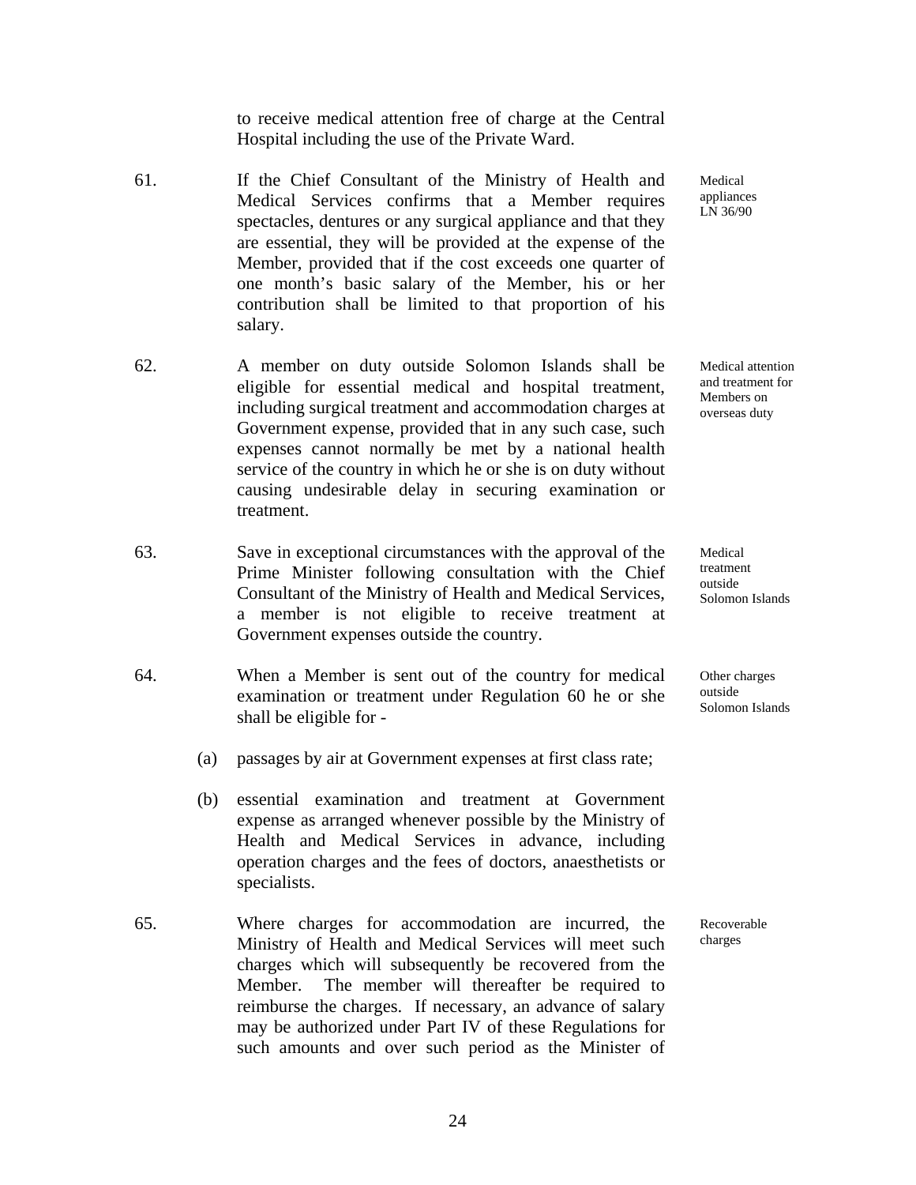to receive medical attention free of charge at the Central Hospital including the use of the Private Ward.

61. If the Chief Consultant of the Ministry of Health and Medical Services confirms that a Member requires spectacles, dentures or any surgical appliance and that they are essential, they will be provided at the expense of the Member, provided that if the cost exceeds one quarter of one month's basic salary of the Member, his or her contribution shall be limited to that proportion of his salary.

*Medical appliances LN 36/90*

62. A member on duty outside Solomon Islands shall be eligible for essential medical and hospital treatment, including surgical treatment and accommodation charges at Government expense, provided that in any such case, such expenses cannot normally be met by a national health service of the country in which he or she is on duty without causing undesirable delay in securing examination or treatment.

*Medical attention and treatment for Members on overseas duty*

63. Save in exceptional circumstances with the approval of the Prime Minister following consultation with the Chief Consultant of the Ministry of Health and Medical Services, a member is not eligible to receive treatment at Government expenses outside the country.

*Medical treatment outside Solomon Islands*

64. When a Member is sent out of the country for medical examination or treatment under Regulation 60 he or she shall be eligible for -

*Other charges outside Solomon Islands*

(a) passages by air at Government expenses at first class rate;

(b) essential examination and treatment at Government expense as arranged whenever possible by the Ministry of Health and Medical Services in advance, including operation charges and the fees of doctors, anaesthetists or specialists.

65. Where charges for accommodation are incurred, the Ministry of Health and Medical Services will meet such charges which will subsequently be recovered from the Member. The member will thereafter be required to reimburse the charges. If necessary, an advance of salary may be authorized under Part IV of these Regulations for such amounts and over such period as the Minister of

*Recoverable charges*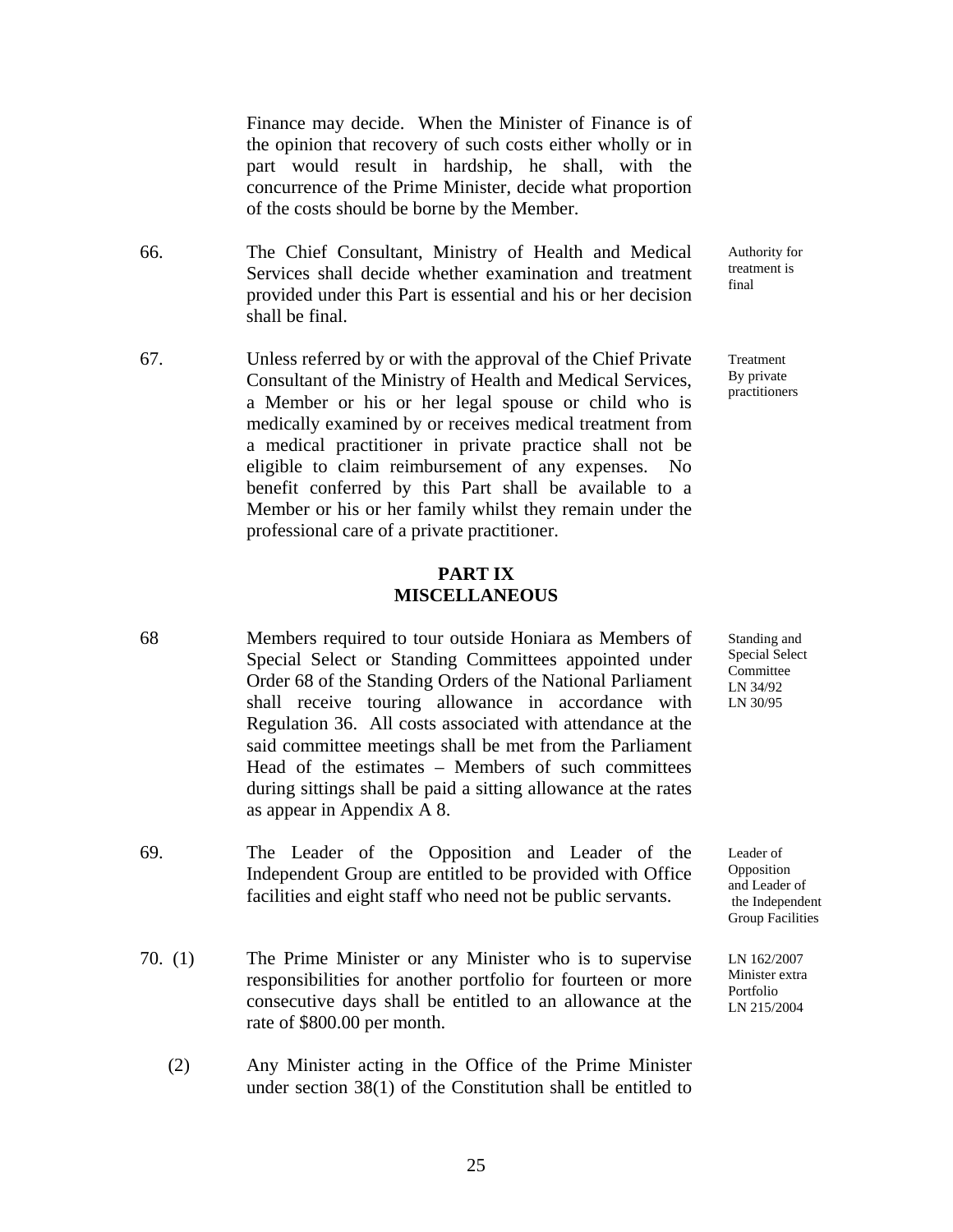Finance may decide. When the Minister of Finance is of the opinion that recovery of such costs either wholly or in part would result in hardship, he shall, with the concurrence of the Prime Minister, decide what proportion of the costs should be borne by the Member.

66. The Chief Consultant, Ministry of Health and Medical Services shall decide whether examination and treatment provided under this Part is essential and his or her decision shall be final.

*Authority for treatment is final*

67. Unless referred by or with the approval of the Chief Private Consultant of the Ministry of Health and Medical Services, a Member or his or her legal spouse or child who is medically examined by or receives medical treatment from a medical practitioner in private practice shall not be eligible to claim reimbursement of any expenses. No benefit conferred by this Part shall be available to a Member or his or her family whilst they remain under the professional care of a private practitioner.

*Treatment By private practitioners*

## PART IX
## MISCELLANEOUS

68 Members required to tour outside Honiara as Members of Special Select or Standing Committees appointed under Order 68 of the Standing Orders of the National Parliament shall receive touring allowance in accordance with Regulation 36. All costs associated with attendance at the said committee meetings shall be met from the Parliament Head of the estimates – Members of such committees during sittings shall be paid a sitting allowance at the rates as appear in Appendix A 8.

*Standing and Special Select Committee LN 34/92 LN 30/95*

69. The Leader of the Opposition and Leader of the Independent Group are entitled to be provided with Office facilities and eight staff who need not be public servants.

*Leader of Opposition and Leader of the Independent Group Facilities*

70. (1) The Prime Minister or any Minister who is to supervise responsibilities for another portfolio for fourteen or more consecutive days shall be entitled to an allowance at the rate of \$800.00 per month.

*LN 162/2007 Minister extra Portfolio LN 215/2004*

(2) Any Minister acting in the Office of the Prime Minister under section 38(1) of the Constitution shall be entitled to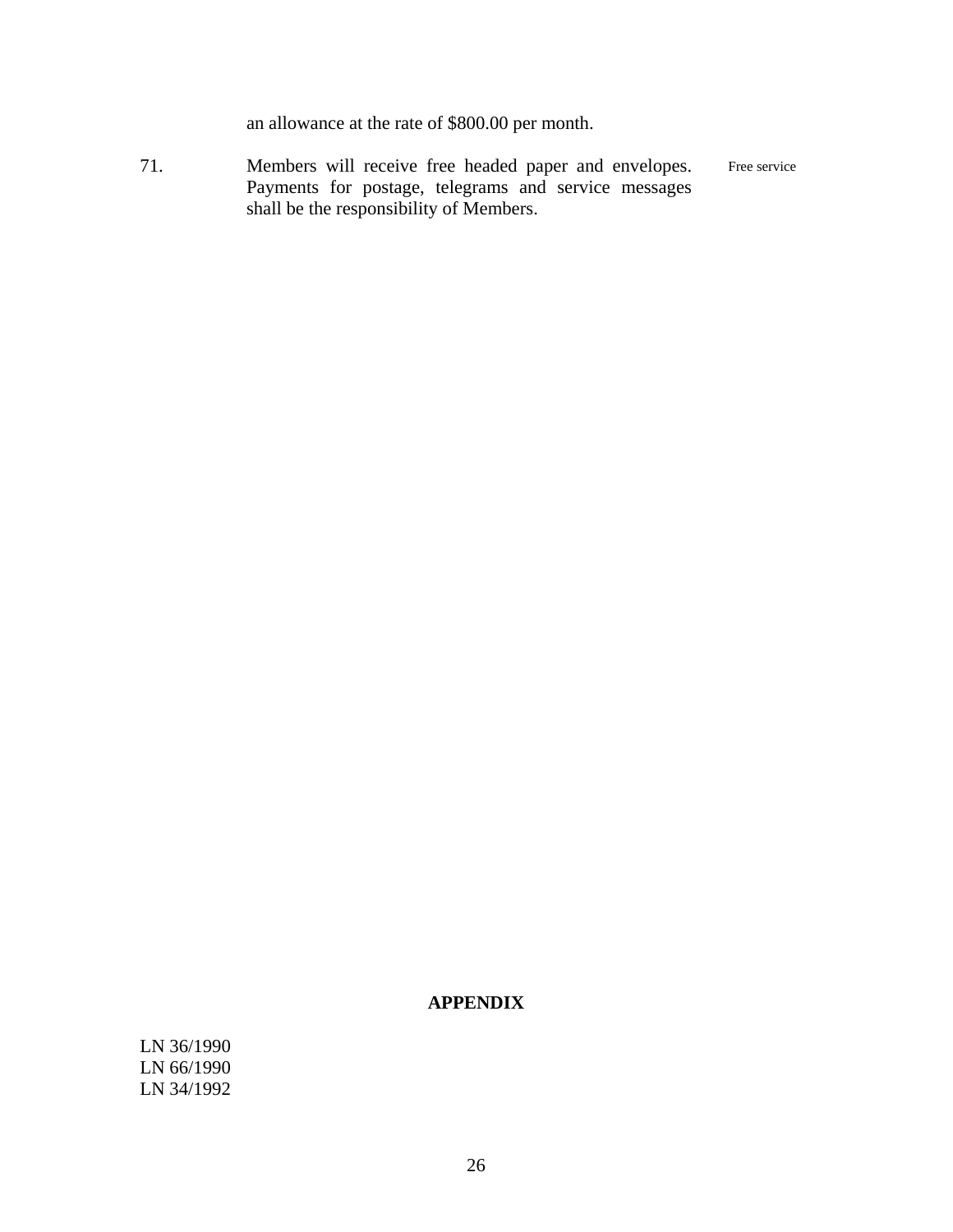an allowance at the rate of $800.00 per month.

71. Members will receive free headed paper and envelopes. Payments for postage, telegrams and service messages shall be the responsibility of Members. *Free service*

**APPENDIX**

LN 36/1990
LN 66/1990
LN 34/1992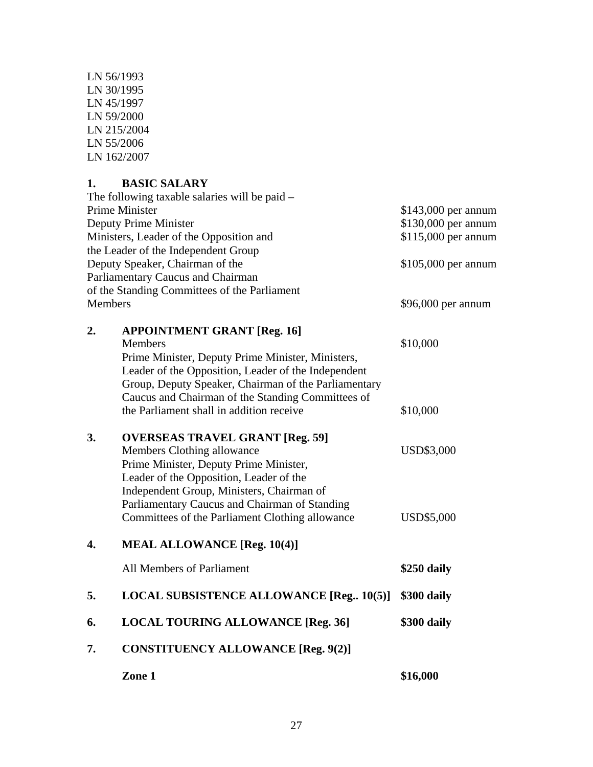LN 56/1993
LN 30/1995
LN 45/1997
LN 59/2000
LN 215/2004
LN 55/2006
LN 162/2007

## 1. BASIC SALARY

The following taxable salaries will be paid –

| | |
|---|---|
| Prime Minister | $143,000 per annum |
| Deputy Prime Minister | $130,000 per annum |
| Ministers, Leader of the Opposition and the Leader of the Independent Group | $115,000 per annum |
| Deputy Speaker, Chairman of the Parliamentary Caucus and Chairman of the Standing Committees of the Parliament | $105,000 per annum |
| Members | $96,000 per annum |

## 2. APPOINTMENT GRANT [Reg. 16]

| | |
|---|---|
| Members | $10,000 |
| Prime Minister, Deputy Prime Minister, Ministers, Leader of the Opposition, Leader of the Independent Group, Deputy Speaker, Chairman of the Parliamentary Caucus and Chairman of the Standing Committees of the Parliament shall in addition receive | $10,000 |

## 3. OVERSEAS TRAVEL GRANT [Reg. 59]

| | |
|---|---|
| Members Clothing allowance | USD$3,000 |
| Prime Minister, Deputy Prime Minister, Leader of the Opposition, Leader of the Independent Group, Ministers, Chairman of Parliamentary Caucus and Chairman of Standing Committees of the Parliament Clothing allowance | USD$5,000 |

## 4. MEAL ALLOWANCE [Reg. 10(4)]

| | |
|---|---|
| All Members of Parliament | **$250 daily** |

## 5. LOCAL SUBSISTENCE ALLOWANCE [Reg.. 10(5)] **$300 daily**

## 6. LOCAL TOURING ALLOWANCE [Reg. 36] **$300 daily**

## 7. CONSTITUENCY ALLOWANCE [Reg. 9(2)]

| | |
|---|---|
| **Zone 1** | **$16,000** |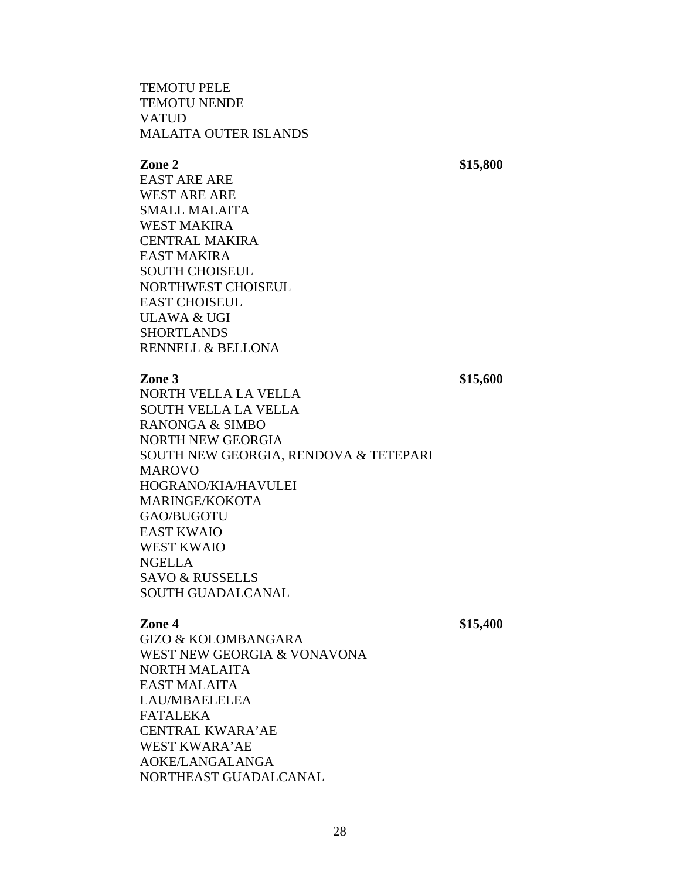TEMOTU PELE
TEMOTU NENDE
VATUD
MALAITA OUTER ISLANDS

**Zone 2** **$15,800**

EAST ARE ARE
WEST ARE ARE
SMALL MALAITA
WEST MAKIRA
CENTRAL MAKIRA
EAST MAKIRA
SOUTH CHOISEUL
NORTHWEST CHOISEUL
EAST CHOISEUL
ULAWA & UGI
SHORTLANDS
RENNELL & BELLONA

**Zone 3** **$15,600**

NORTH VELLA LA VELLA
SOUTH VELLA LA VELLA
RANONGA & SIMBO
NORTH NEW GEORGIA
SOUTH NEW GEORGIA, RENDOVA & TETEPARI
MAROVO
HOGRANO/KIA/HAVULEI
MARINGE/KOKOTA
GAO/BUGOTU
EAST KWAIO
WEST KWAIO
NGELLA
SAVO & RUSSELLS
SOUTH GUADALCANAL

**Zone 4** **$15,400**

GIZO & KOLOMBANGARA
WEST NEW GEORGIA & VONAVONA
NORTH MALAITA
EAST MALAITA
LAU/MBAELELEA
FATALEKA
CENTRAL KWARA'AE
WEST KWARA'AE
AOKE/LANGALANGA
NORTHEAST GUADALCANAL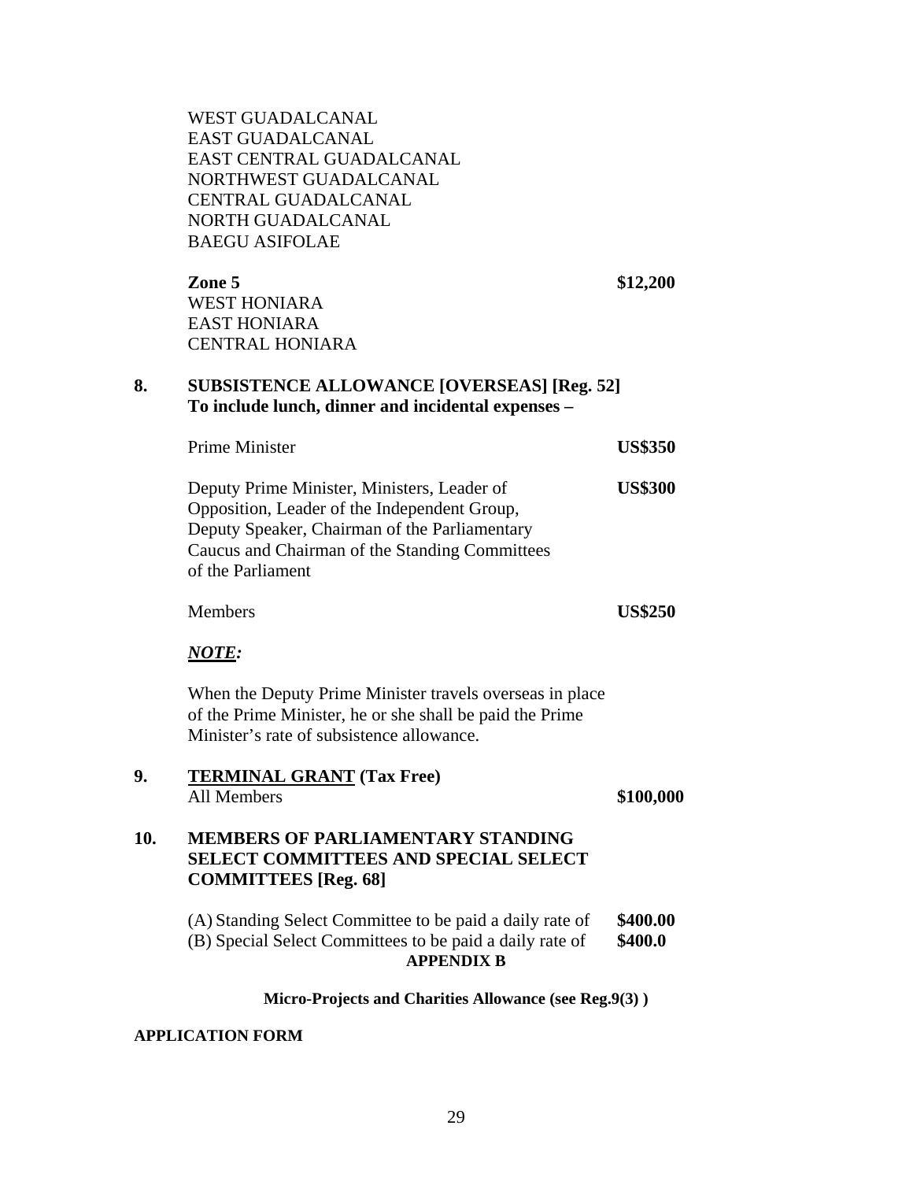WEST GUADALCANAL
EAST GUADALCANAL
EAST CENTRAL GUADALCANAL
NORTHWEST GUADALCANAL
CENTRAL GUADALCANAL
NORTH GUADALCANAL
BAEGU ASIFOLAE

**Zone 5** **$12,200**
WEST HONIARA
EAST HONIARA
CENTRAL HONIARA

**8. SUBSISTENCE ALLOWANCE [OVERSEAS] [Reg. 52]**
**To include lunch, dinner and incidental expenses –**

| | |
|---|---|
| Prime Minister | **US$350** |
| Deputy Prime Minister, Ministers, Leader of Opposition, Leader of the Independent Group, Deputy Speaker, Chairman of the Parliamentary Caucus and Chairman of the Standing Committees of the Parliament | **US$300** |
| Members | **US$250** |

***NOTE:***

When the Deputy Prime Minister travels overseas in place of the Prime Minister, he or she shall be paid the Prime Minister's rate of subsistence allowance.

**9. TERMINAL GRANT (Tax Free)**
All Members **$100,000**

**10. MEMBERS OF PARLIAMENTARY STANDING SELECT COMMITTEES AND SPECIAL SELECT COMMITTEES [Reg. 68]**

(A) Standing Select Committee to be paid a daily rate of **$400.00**
(B) Special Select Committees to be paid a daily rate of **$400.0**

**APPENDIX B**

**Micro-Projects and Charities Allowance (see Reg.9(3) )**

**APPLICATION FORM**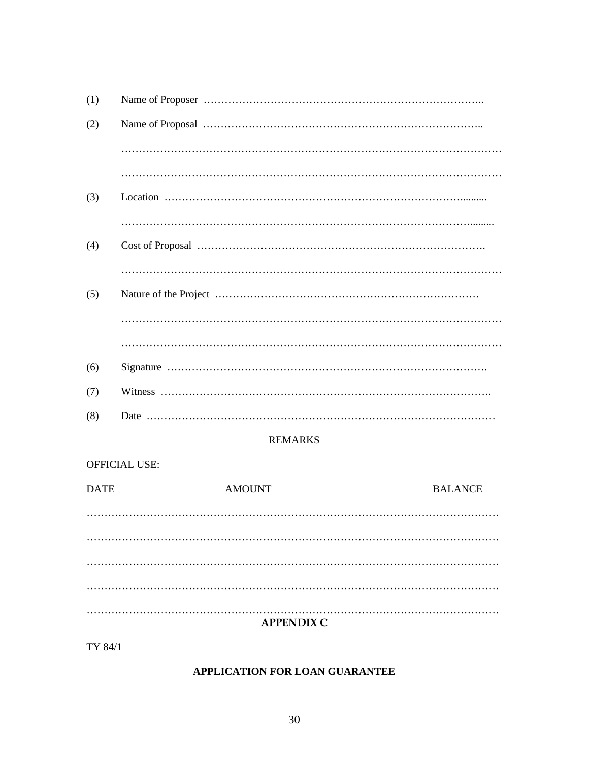(1) Name of Proposer ……………………………………………………………………..

(2) Name of Proposal ……………………………………………………………………..

…………………………………………………………………………………………………

…………………………………………………………………………………………………

(3) Location ……………………………………………………………………………..........

……………………………………………………………………………………….........

(4) Cost of Proposal ……………………………………………………………………….

…………………………………………………………………………………………………

(5) Nature of the Project …………………………………………………………………

…………………………………………………………………………………………………

…………………………………………………………………………………………………

(6) Signature ……………………………………………………………………………….

(7) Witness ………………………………………………………………………………….

(8) Date …………………………………………………………………………………………

REMARKS

OFFICIAL USE:

DATE AMOUNT BALANCE

…………………………………………………………………………………………………………

…………………………………………………………………………………………………………

…………………………………………………………………………………………………………

…………………………………………………………………………………………………………

…………………………………………………………………………………………………………

**APPENDIX C**

TY 84/1

**APPLICATION FOR LOAN GUARANTEE**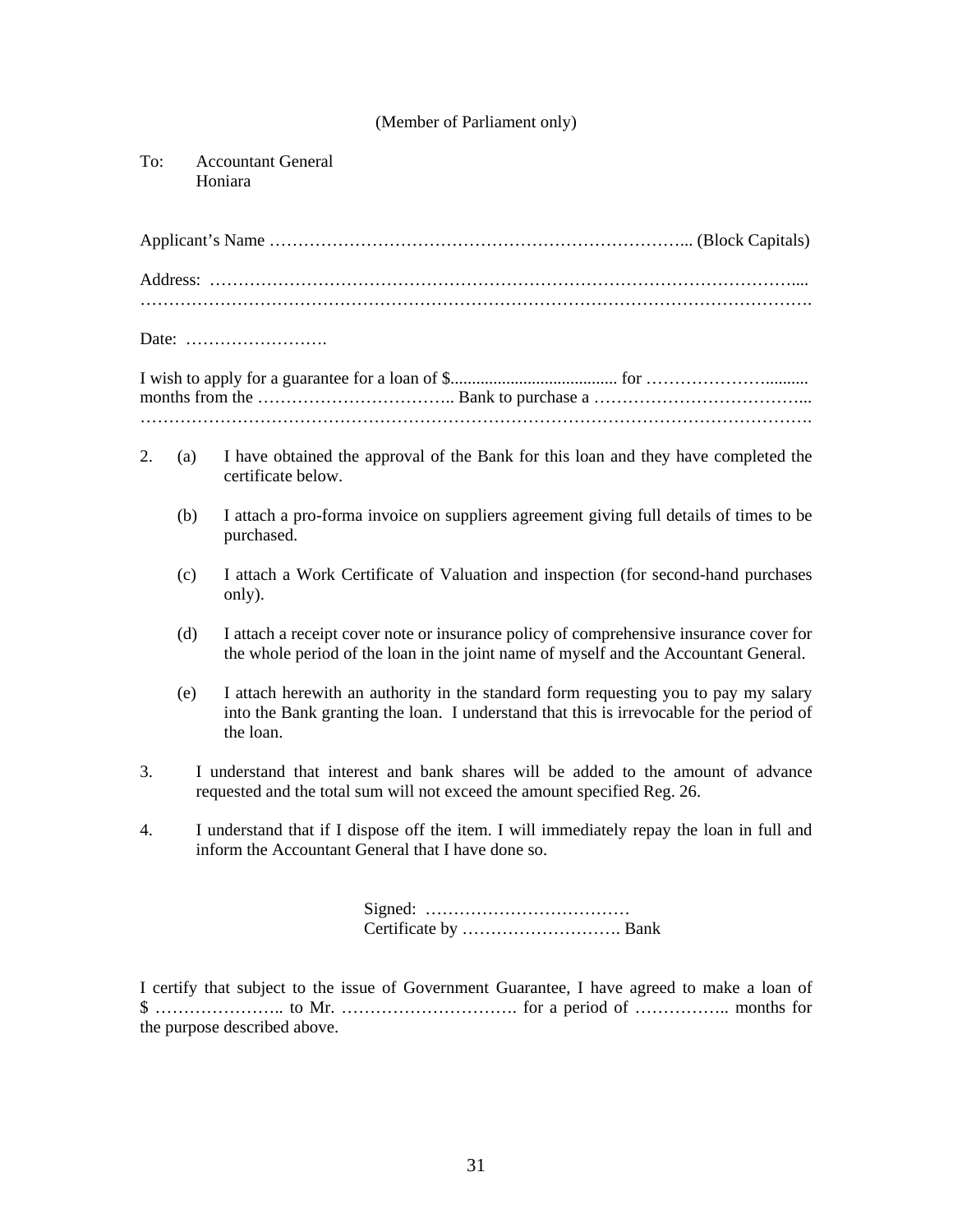(Member of Parliament only)

To: Accountant General
Honiara

Applicant's Name ……………………………………………………………….. (Block Capitals)

Address: ………………………………………………………………………………………....
……………………………………………………………………………………………………….

Date: …………………….

I wish to apply for a guarantee for a loan of $...................................... for …………………......... months from the …………………………….. Bank to purchase a ………………………………...
……………………………………………………………………………………………………….

2. (a) I have obtained the approval of the Bank for this loan and they have completed the certificate below.

   (b) I attach a pro-forma invoice on suppliers agreement giving full details of times to be purchased.

   (c) I attach a Work Certificate of Valuation and inspection (for second-hand purchases only).

   (d) I attach a receipt cover note or insurance policy of comprehensive insurance cover for the whole period of the loan in the joint name of myself and the Accountant General.

   (e) I attach herewith an authority in the standard form requesting you to pay my salary into the Bank granting the loan. I understand that this is irrevocable for the period of the loan.

3. I understand that interest and bank shares will be added to the amount of advance requested and the total sum will not exceed the amount specified Reg. 26.

4. I understand that if I dispose off the item. I will immediately repay the loan in full and inform the Accountant General that I have done so.

Signed: ………………………………
Certificate by ………………………. Bank

I certify that subject to the issue of Government Guarantee, I have agreed to make a loan of $ ………………….. to Mr. …………………………. for a period of …………….. months for the purpose described above.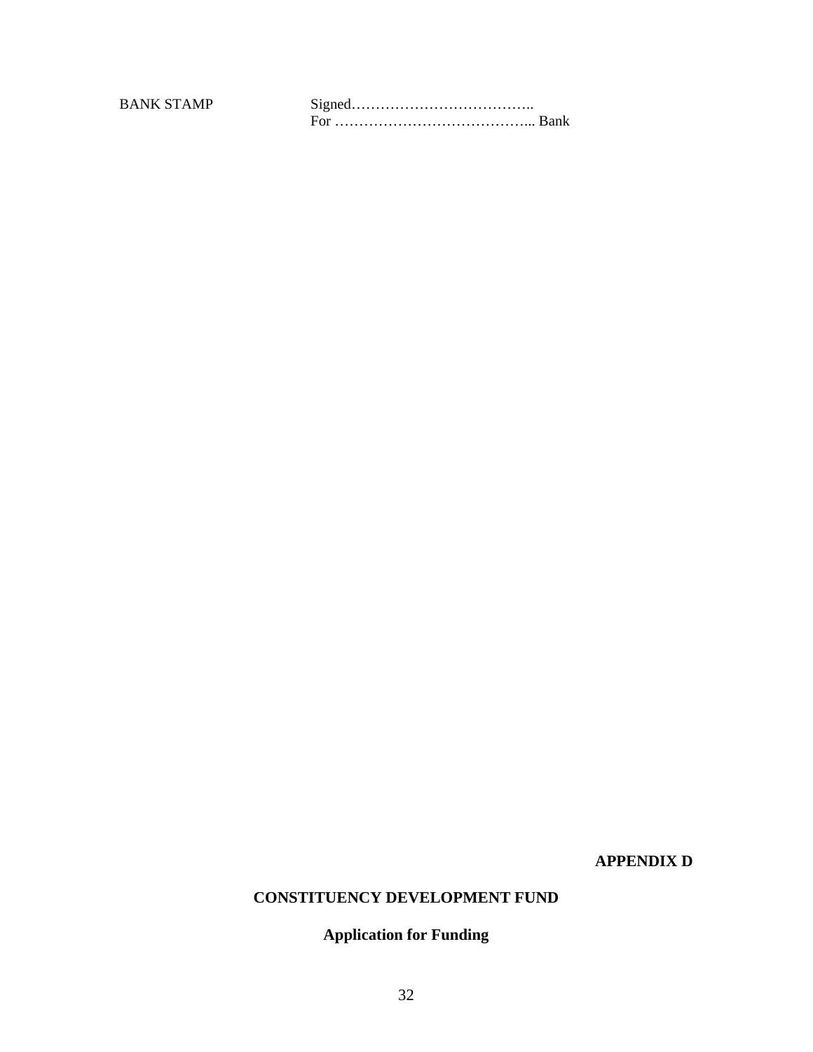BANK STAMP　　　　　Signed………………………………..
　　　　　　　　　　For …………………………………... Bank

**APPENDIX D**

## CONSTITUENCY DEVELOPMENT FUND

### Application for Funding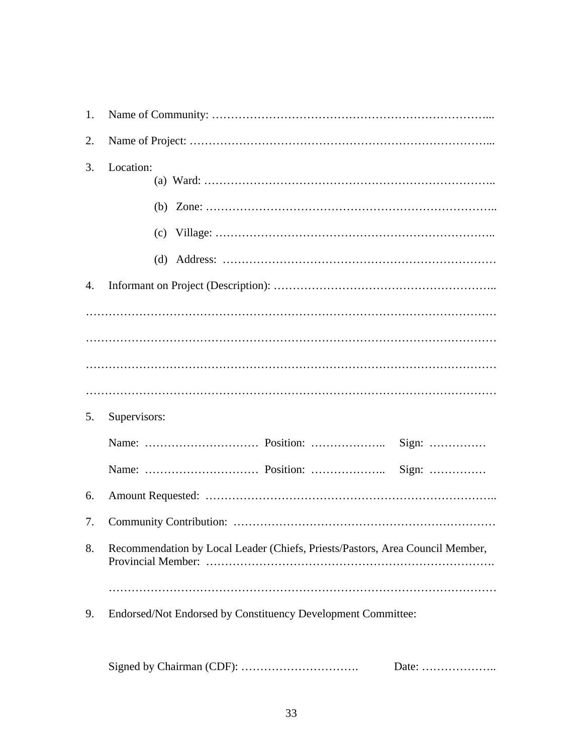1. Name of Community: ………………………………………………………………...

2. Name of Project: …………………………………………………………………...

3. Location:

   (a) Ward: …………………………………………………………………..

   (b) Zone: …………………………………………………………………..

   (c) Village: ………………………………………………………………..

   (d) Address: ………………………………………………………………

4. Informant on Project (Description): …………………………………………………..

…………………………………………………………………………………………………

…………………………………………………………………………………………………

…………………………………………………………………………………………………

…………………………………………………………………………………………………

5. Supervisors:

   Name: ………………………… Position: ……………….. Sign: ……………

   Name: ………………………… Position: ……………….. Sign: ……………

6. Amount Requested: …………………………………………………………………..

7. Community Contribution: ……………………………………………………………

8. Recommendation by Local Leader (Chiefs, Priests/Pastors, Area Council Member, Provincial Member: …………………………………………………………………….

   ………………………………………………………………………………………

9. Endorsed/Not Endorsed by Constituency Development Committee:

   Signed by Chairman (CDF): …………………………. Date: ………………..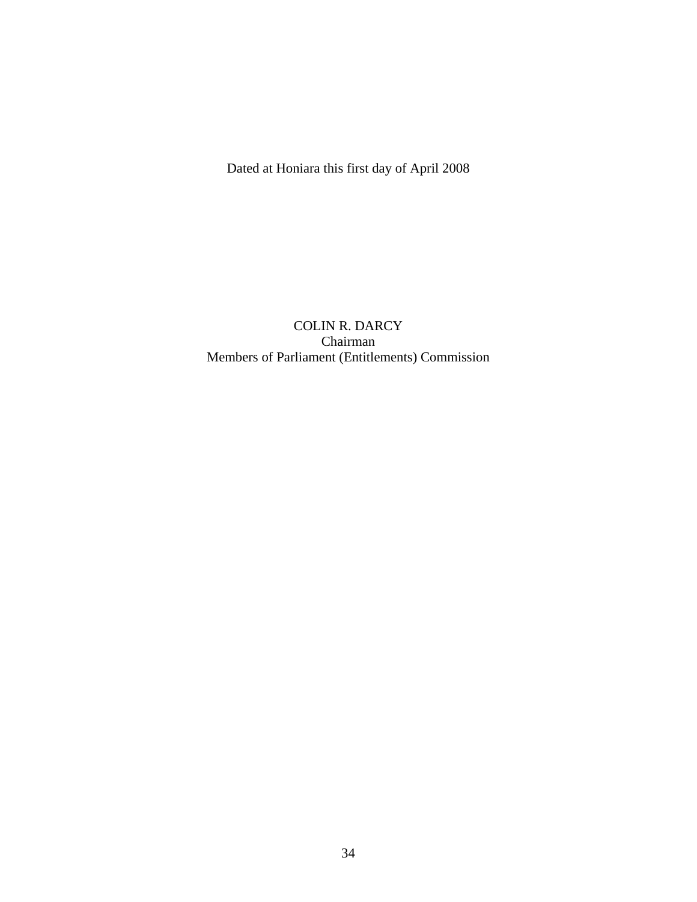Dated at Honiara this first day of April 2008

COLIN R. DARCY
Chairman
Members of Parliament (Entitlements) Commission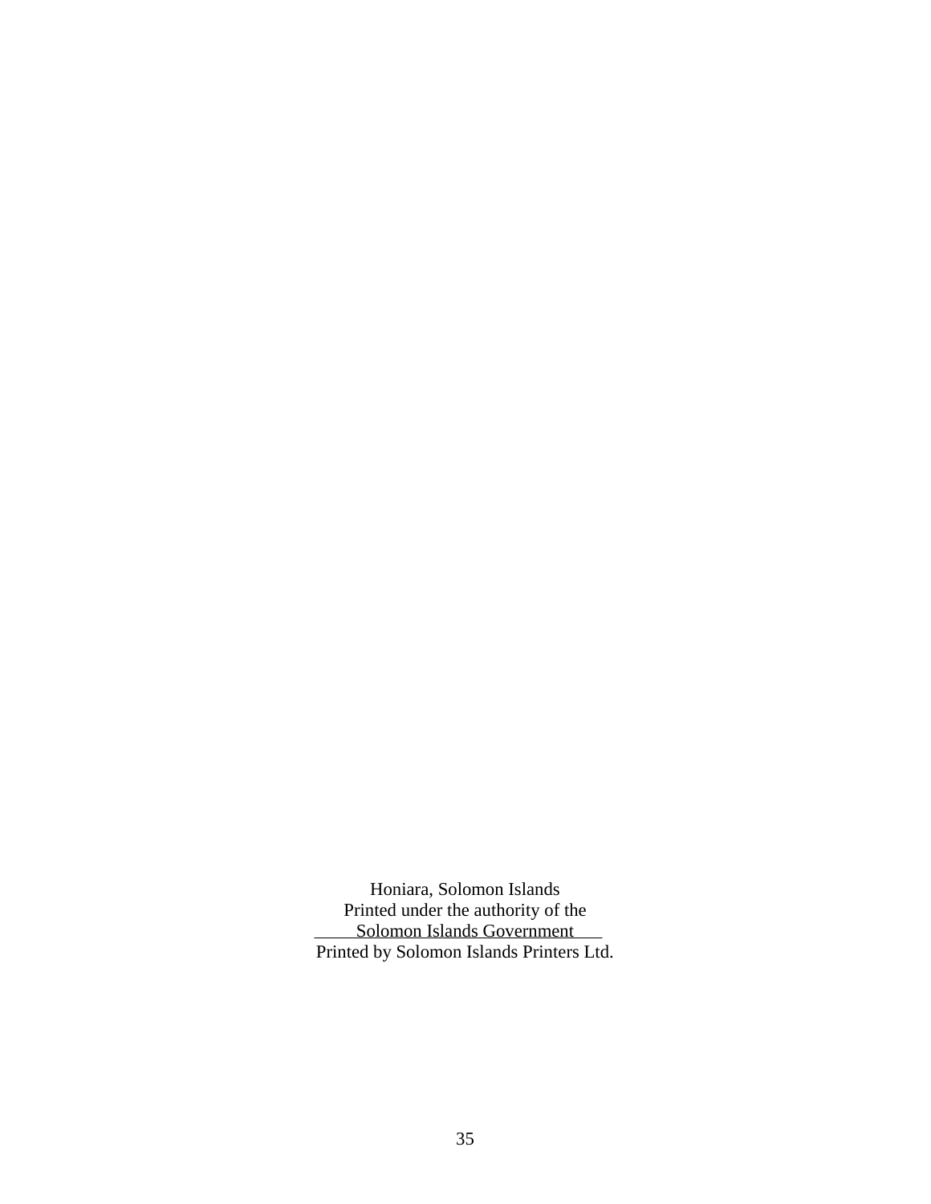Honiara, Solomon Islands
Printed under the authority of the
Solomon Islands Government
Printed by Solomon Islands Printers Ltd.